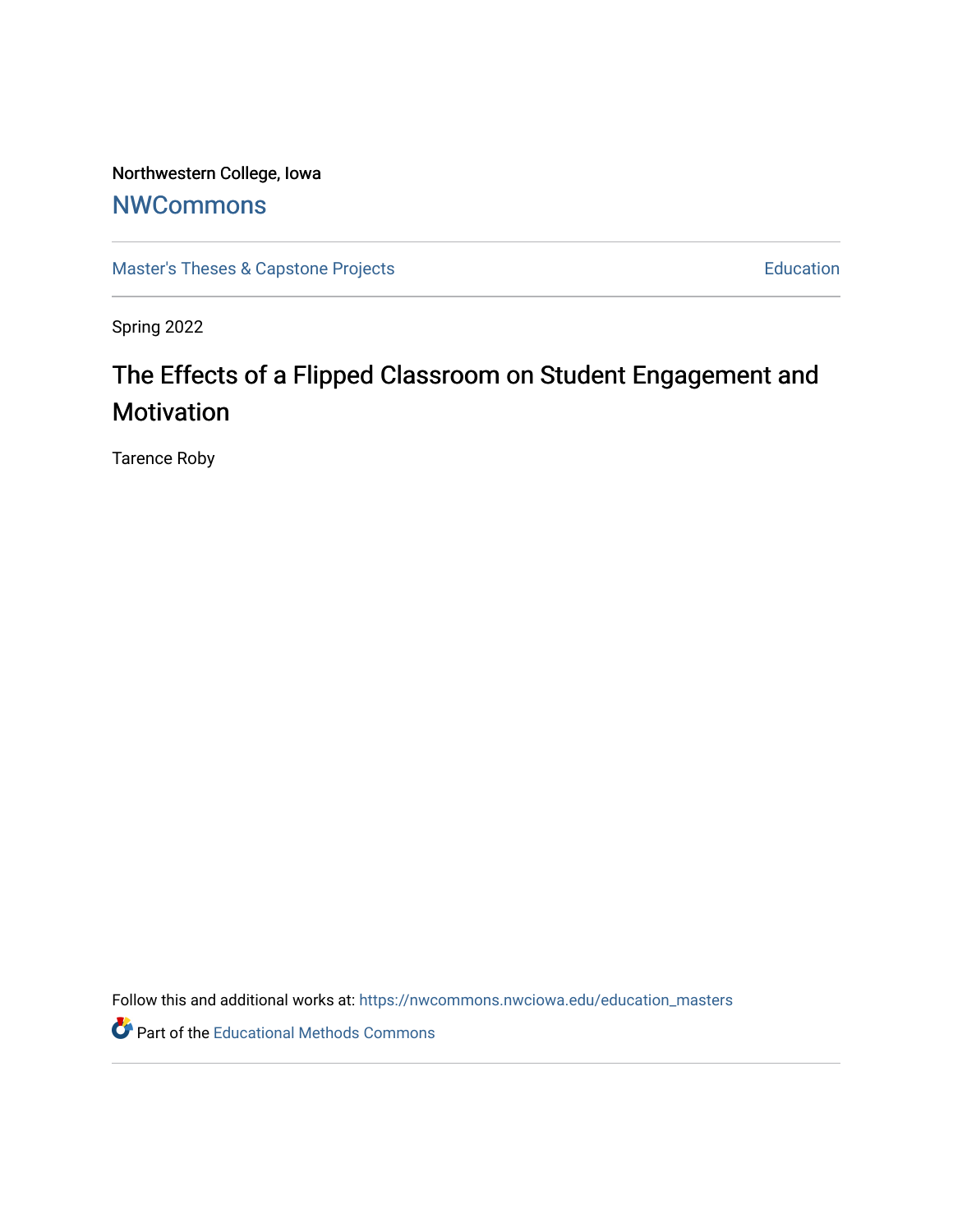Northwestern College, Iowa

## NWCommons

Master's Theses & Capstone Projects | Education

Spring 2022

# The Effects of a Flipped Classroom on Student Engagement and Motivation

Tarence Roby

Follow this and additional works at: https://nwcommons.nwciowa.edu/education_masters

Part of the Educational Methods Commons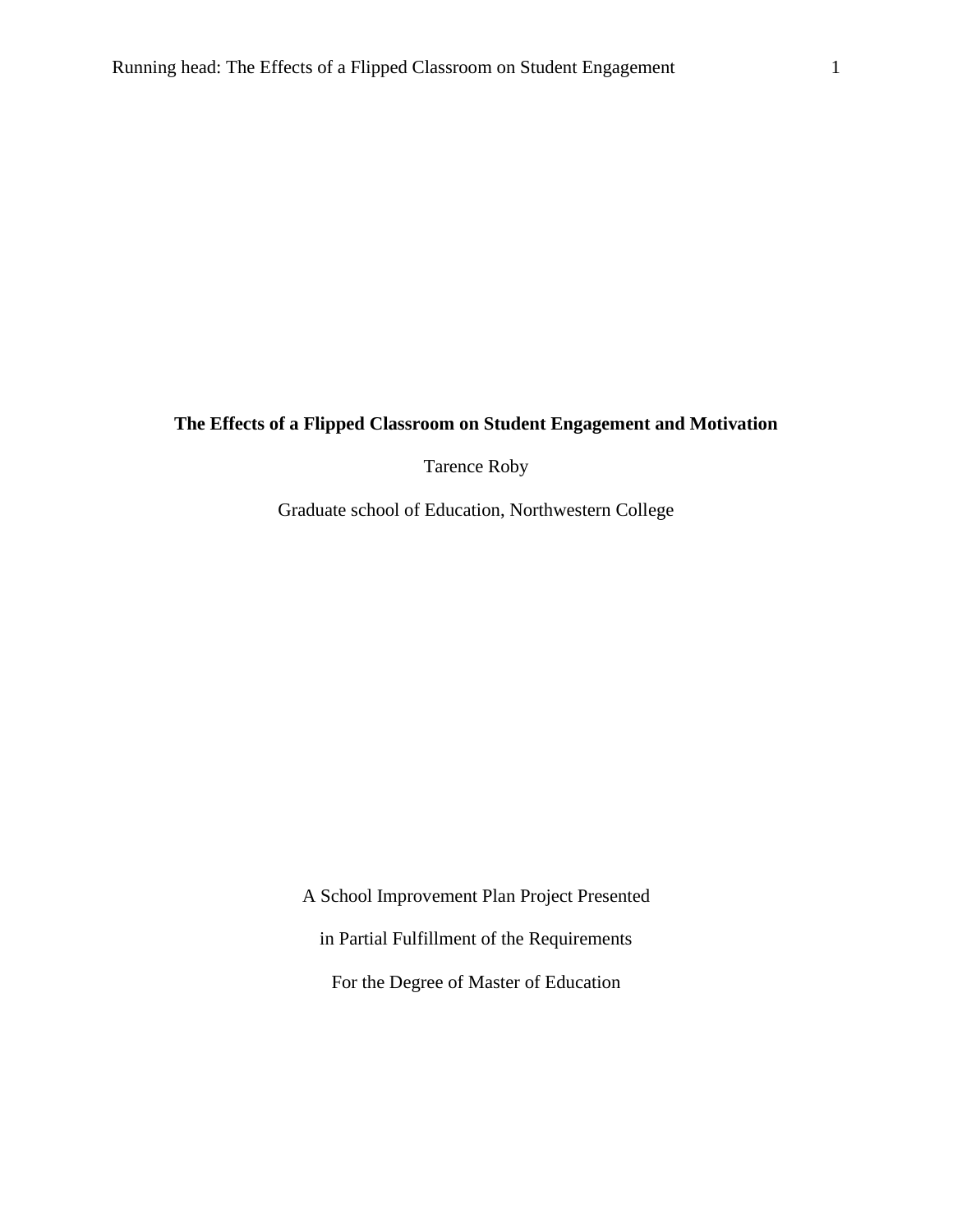# The Effects of a Flipped Classroom on Student Engagement and Motivation

Tarence Roby

Graduate school of Education, Northwestern College

A School Improvement Plan Project Presented

in Partial Fulfillment of the Requirements

For the Degree of Master of Education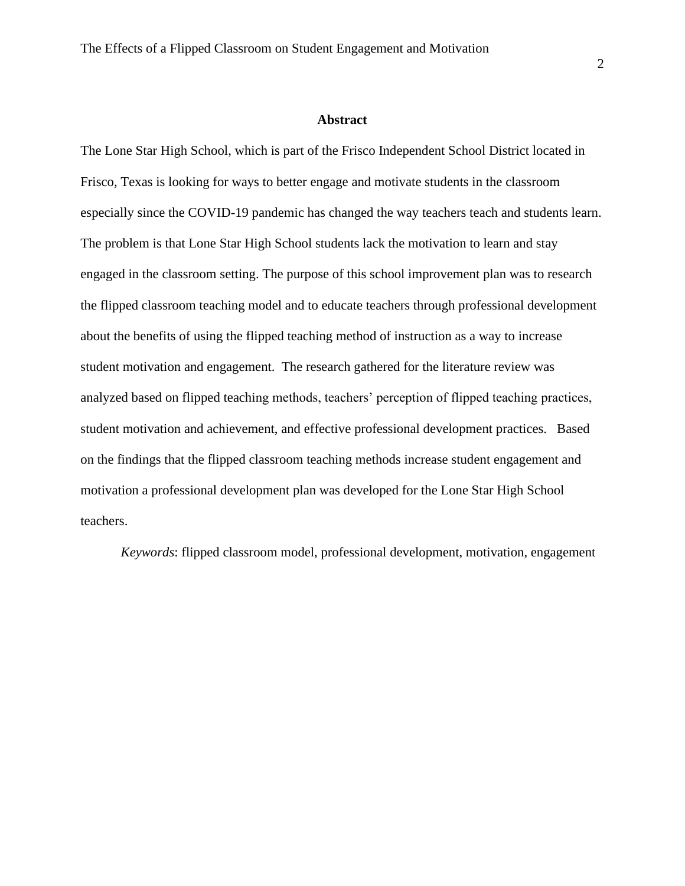## Abstract

The Lone Star High School, which is part of the Frisco Independent School District located in Frisco, Texas is looking for ways to better engage and motivate students in the classroom especially since the COVID-19 pandemic has changed the way teachers teach and students learn. The problem is that Lone Star High School students lack the motivation to learn and stay engaged in the classroom setting. The purpose of this school improvement plan was to research the flipped classroom teaching model and to educate teachers through professional development about the benefits of using the flipped teaching method of instruction as a way to increase student motivation and engagement. The research gathered for the literature review was analyzed based on flipped teaching methods, teachers' perception of flipped teaching practices, student motivation and achievement, and effective professional development practices. Based on the findings that the flipped classroom teaching methods increase student engagement and motivation a professional development plan was developed for the Lone Star High School teachers.

*Keywords*: flipped classroom model, professional development, motivation, engagement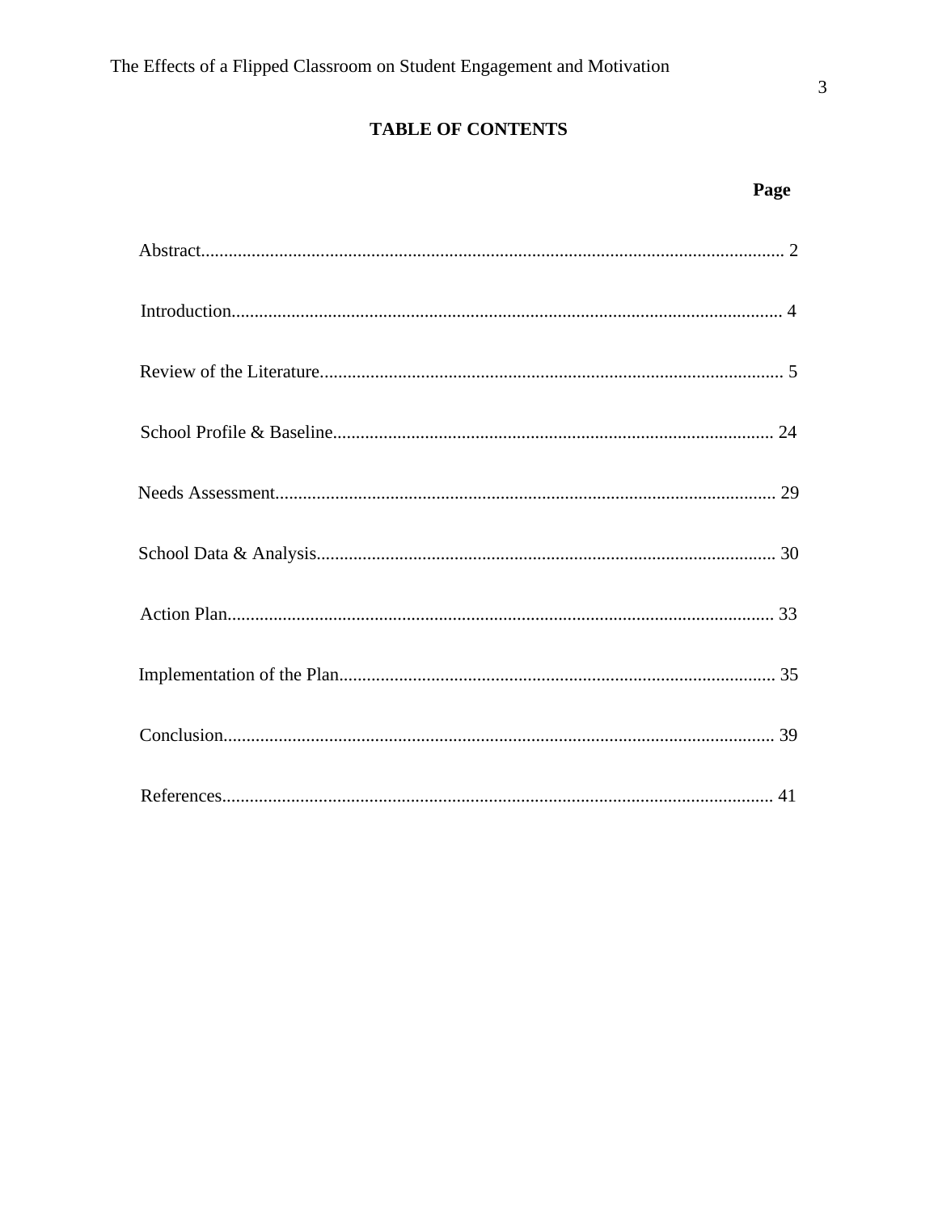# TABLE OF CONTENTS

| | Page |
|---|---|
| Abstract | 2 |
| Introduction | 4 |
| Review of the Literature | 5 |
| School Profile & Baseline | 24 |
| Needs Assessment | 29 |
| School Data & Analysis | 30 |
| Action Plan | 33 |
| Implementation of the Plan | 35 |
| Conclusion | 39 |
| References | 41 |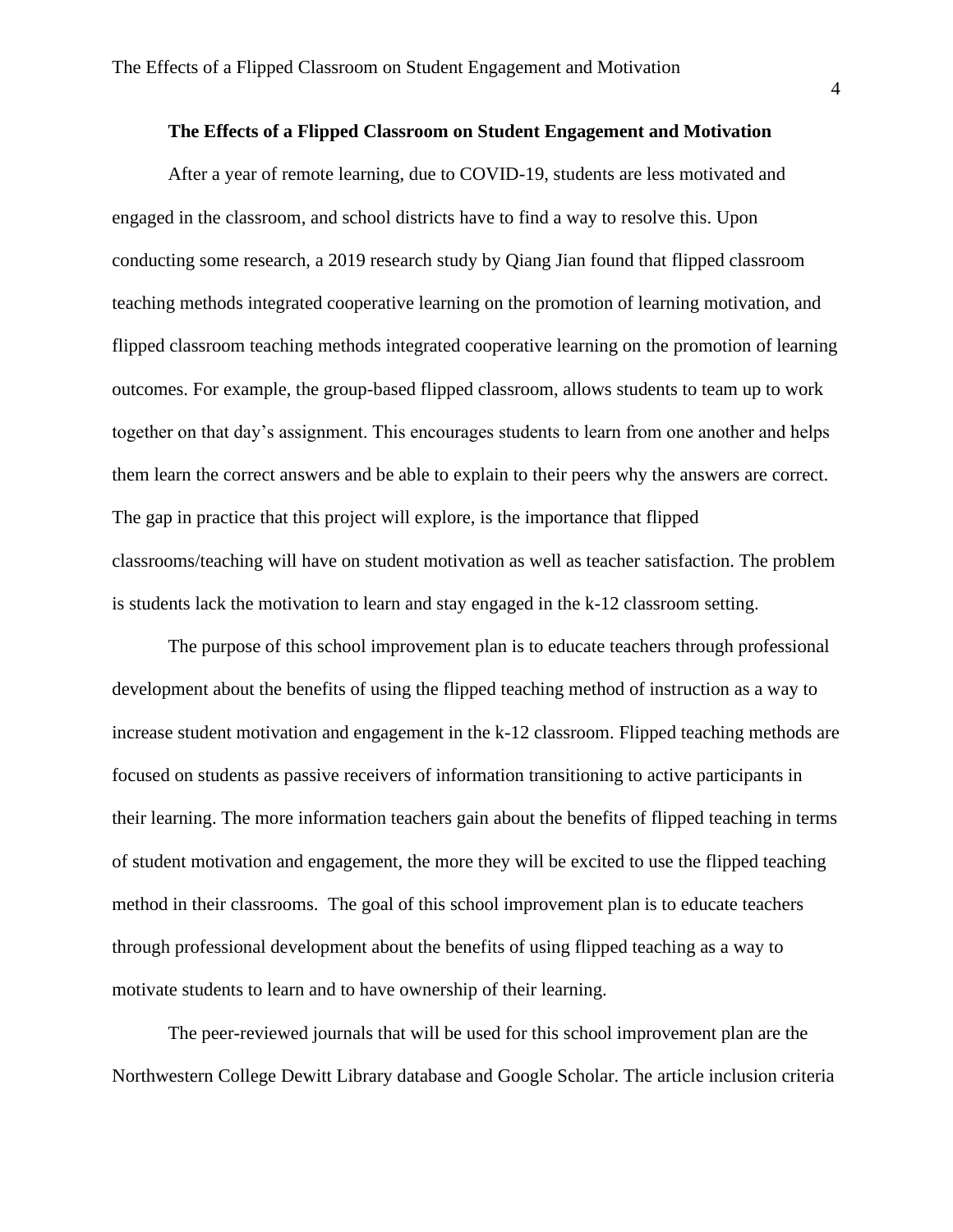# The Effects of a Flipped Classroom on Student Engagement and Motivation

After a year of remote learning, due to COVID-19, students are less motivated and engaged in the classroom, and school districts have to find a way to resolve this. Upon conducting some research, a 2019 research study by Qiang Jian found that flipped classroom teaching methods integrated cooperative learning on the promotion of learning motivation, and flipped classroom teaching methods integrated cooperative learning on the promotion of learning outcomes. For example, the group-based flipped classroom, allows students to team up to work together on that day's assignment. This encourages students to learn from one another and helps them learn the correct answers and be able to explain to their peers why the answers are correct. The gap in practice that this project will explore, is the importance that flipped classrooms/teaching will have on student motivation as well as teacher satisfaction. The problem is students lack the motivation to learn and stay engaged in the k-12 classroom setting.

The purpose of this school improvement plan is to educate teachers through professional development about the benefits of using the flipped teaching method of instruction as a way to increase student motivation and engagement in the k-12 classroom. Flipped teaching methods are focused on students as passive receivers of information transitioning to active participants in their learning. The more information teachers gain about the benefits of flipped teaching in terms of student motivation and engagement, the more they will be excited to use the flipped teaching method in their classrooms. The goal of this school improvement plan is to educate teachers through professional development about the benefits of using flipped teaching as a way to motivate students to learn and to have ownership of their learning.

The peer-reviewed journals that will be used for this school improvement plan are the Northwestern College Dewitt Library database and Google Scholar. The article inclusion criteria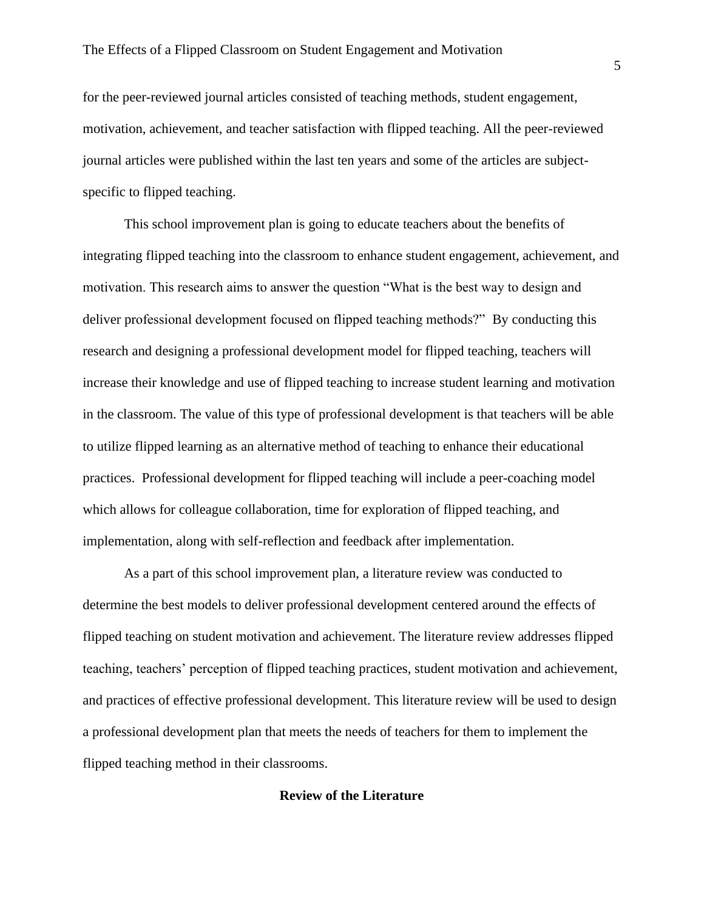for the peer-reviewed journal articles consisted of teaching methods, student engagement, motivation, achievement, and teacher satisfaction with flipped teaching. All the peer-reviewed journal articles were published within the last ten years and some of the articles are subject-specific to flipped teaching.

This school improvement plan is going to educate teachers about the benefits of integrating flipped teaching into the classroom to enhance student engagement, achievement, and motivation. This research aims to answer the question "What is the best way to design and deliver professional development focused on flipped teaching methods?" By conducting this research and designing a professional development model for flipped teaching, teachers will increase their knowledge and use of flipped teaching to increase student learning and motivation in the classroom. The value of this type of professional development is that teachers will be able to utilize flipped learning as an alternative method of teaching to enhance their educational practices. Professional development for flipped teaching will include a peer-coaching model which allows for colleague collaboration, time for exploration of flipped teaching, and implementation, along with self-reflection and feedback after implementation.

As a part of this school improvement plan, a literature review was conducted to determine the best models to deliver professional development centered around the effects of flipped teaching on student motivation and achievement. The literature review addresses flipped teaching, teachers' perception of flipped teaching practices, student motivation and achievement, and practices of effective professional development. This literature review will be used to design a professional development plan that meets the needs of teachers for them to implement the flipped teaching method in their classrooms.

## Review of the Literature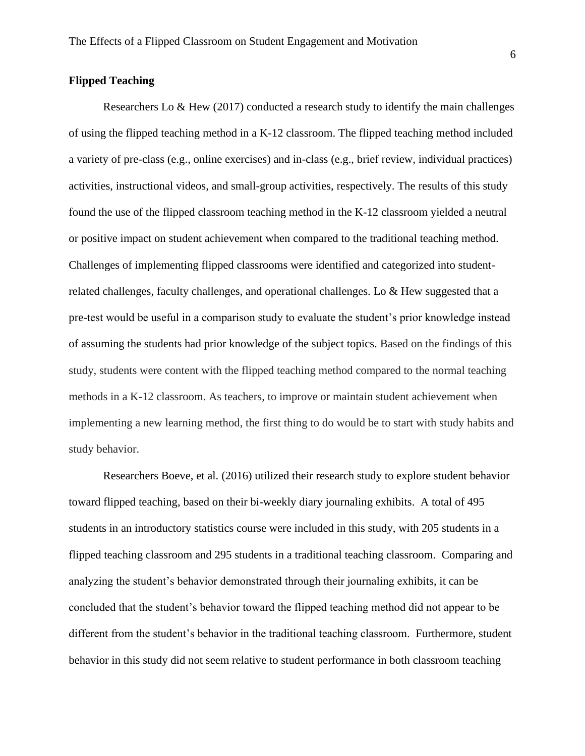## Flipped Teaching

Researchers Lo & Hew (2017) conducted a research study to identify the main challenges of using the flipped teaching method in a K-12 classroom. The flipped teaching method included a variety of pre-class (e.g., online exercises) and in-class (e.g., brief review, individual practices) activities, instructional videos, and small-group activities, respectively. The results of this study found the use of the flipped classroom teaching method in the K-12 classroom yielded a neutral or positive impact on student achievement when compared to the traditional teaching method. Challenges of implementing flipped classrooms were identified and categorized into student-related challenges, faculty challenges, and operational challenges. Lo & Hew suggested that a pre-test would be useful in a comparison study to evaluate the student's prior knowledge instead of assuming the students had prior knowledge of the subject topics. Based on the findings of this study, students were content with the flipped teaching method compared to the normal teaching methods in a K-12 classroom. As teachers, to improve or maintain student achievement when implementing a new learning method, the first thing to do would be to start with study habits and study behavior.

Researchers Boeve, et al. (2016) utilized their research study to explore student behavior toward flipped teaching, based on their bi-weekly diary journaling exhibits. A total of 495 students in an introductory statistics course were included in this study, with 205 students in a flipped teaching classroom and 295 students in a traditional teaching classroom. Comparing and analyzing the student's behavior demonstrated through their journaling exhibits, it can be concluded that the student's behavior toward the flipped teaching method did not appear to be different from the student's behavior in the traditional teaching classroom. Furthermore, student behavior in this study did not seem relative to student performance in both classroom teaching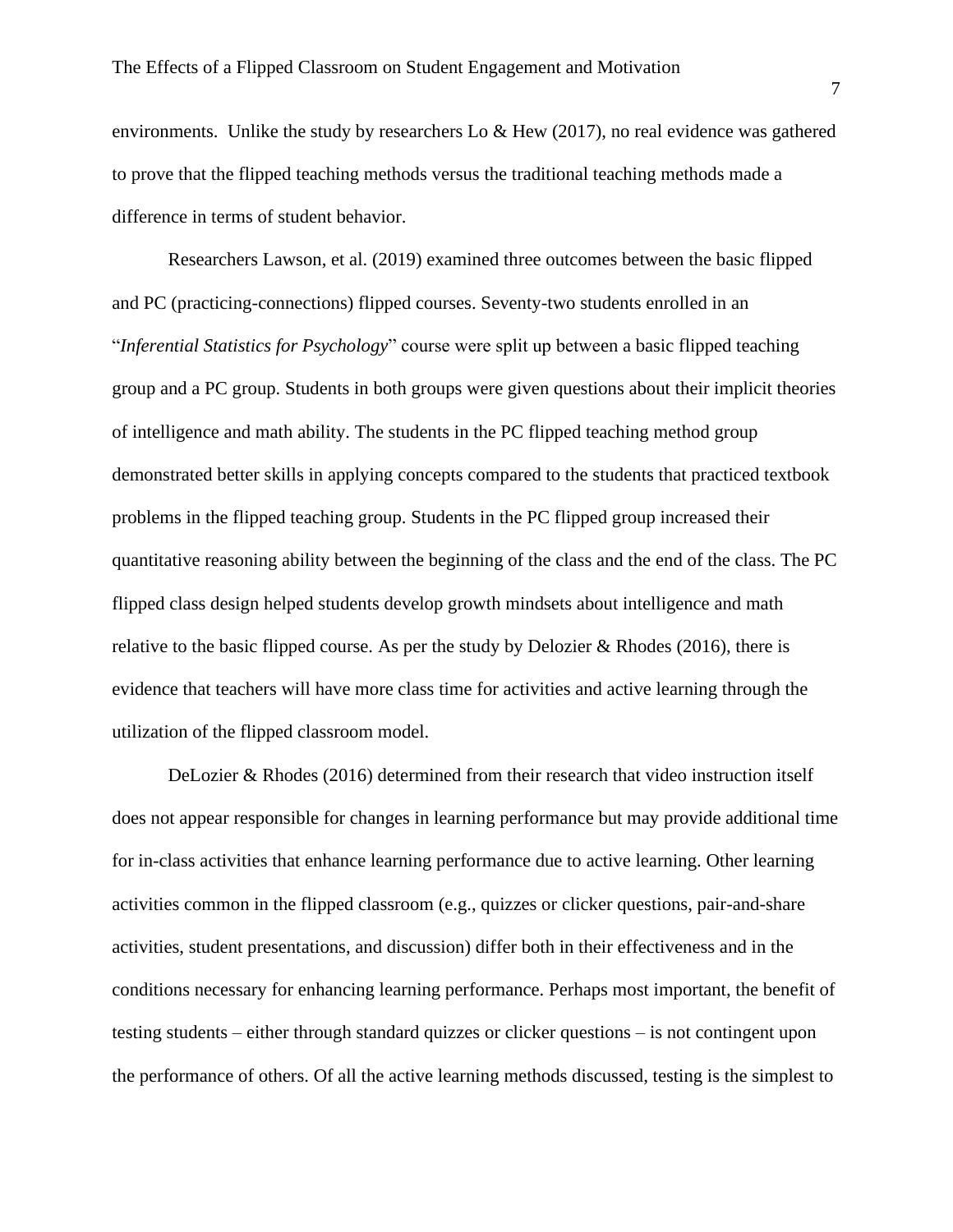environments. Unlike the study by researchers Lo & Hew (2017), no real evidence was gathered to prove that the flipped teaching methods versus the traditional teaching methods made a difference in terms of student behavior.

Researchers Lawson, et al. (2019) examined three outcomes between the basic flipped and PC (practicing-connections) flipped courses. Seventy-two students enrolled in an "*Inferential Statistics for Psychology*" course were split up between a basic flipped teaching group and a PC group. Students in both groups were given questions about their implicit theories of intelligence and math ability. The students in the PC flipped teaching method group demonstrated better skills in applying concepts compared to the students that practiced textbook problems in the flipped teaching group. Students in the PC flipped group increased their quantitative reasoning ability between the beginning of the class and the end of the class. The PC flipped class design helped students develop growth mindsets about intelligence and math relative to the basic flipped course. As per the study by Delozier & Rhodes (2016), there is evidence that teachers will have more class time for activities and active learning through the utilization of the flipped classroom model.

DeLozier & Rhodes (2016) determined from their research that video instruction itself does not appear responsible for changes in learning performance but may provide additional time for in-class activities that enhance learning performance due to active learning. Other learning activities common in the flipped classroom (e.g., quizzes or clicker questions, pair-and-share activities, student presentations, and discussion) differ both in their effectiveness and in the conditions necessary for enhancing learning performance. Perhaps most important, the benefit of testing students – either through standard quizzes or clicker questions – is not contingent upon the performance of others. Of all the active learning methods discussed, testing is the simplest to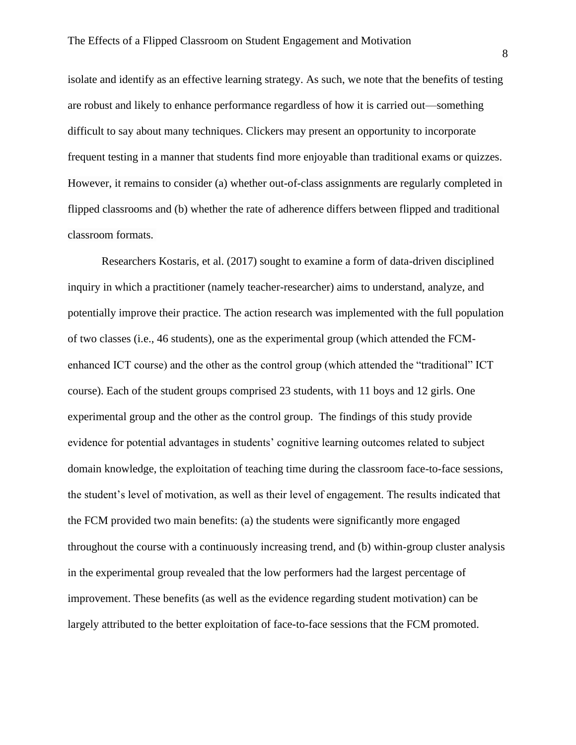isolate and identify as an effective learning strategy. As such, we note that the benefits of testing are robust and likely to enhance performance regardless of how it is carried out—something difficult to say about many techniques. Clickers may present an opportunity to incorporate frequent testing in a manner that students find more enjoyable than traditional exams or quizzes. However, it remains to consider (a) whether out-of-class assignments are regularly completed in flipped classrooms and (b) whether the rate of adherence differs between flipped and traditional classroom formats.

Researchers Kostaris, et al. (2017) sought to examine a form of data-driven disciplined inquiry in which a practitioner (namely teacher-researcher) aims to understand, analyze, and potentially improve their practice. The action research was implemented with the full population of two classes (i.e., 46 students), one as the experimental group (which attended the FCM-enhanced ICT course) and the other as the control group (which attended the "traditional" ICT course). Each of the student groups comprised 23 students, with 11 boys and 12 girls. One experimental group and the other as the control group. The findings of this study provide evidence for potential advantages in students' cognitive learning outcomes related to subject domain knowledge, the exploitation of teaching time during the classroom face-to-face sessions, the student's level of motivation, as well as their level of engagement. The results indicated that the FCM provided two main benefits: (a) the students were significantly more engaged throughout the course with a continuously increasing trend, and (b) within-group cluster analysis in the experimental group revealed that the low performers had the largest percentage of improvement. These benefits (as well as the evidence regarding student motivation) can be largely attributed to the better exploitation of face-to-face sessions that the FCM promoted.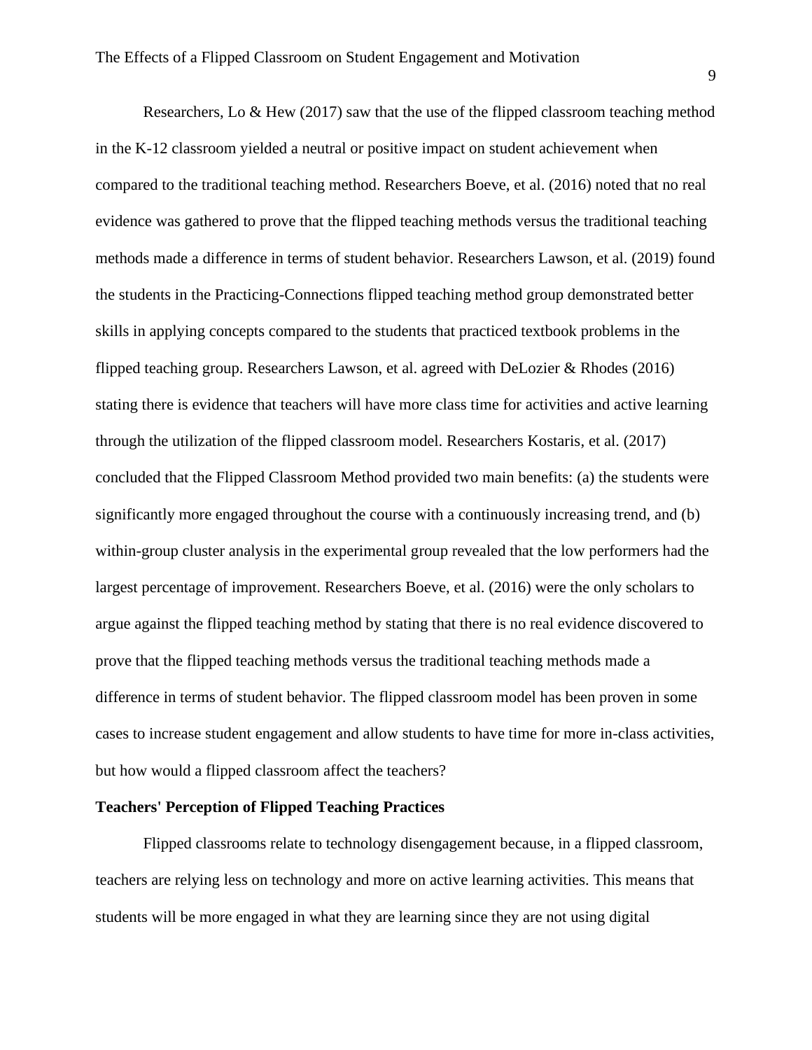Researchers, Lo & Hew (2017) saw that the use of the flipped classroom teaching method in the K-12 classroom yielded a neutral or positive impact on student achievement when compared to the traditional teaching method. Researchers Boeve, et al. (2016) noted that no real evidence was gathered to prove that the flipped teaching methods versus the traditional teaching methods made a difference in terms of student behavior. Researchers Lawson, et al. (2019) found the students in the Practicing-Connections flipped teaching method group demonstrated better skills in applying concepts compared to the students that practiced textbook problems in the flipped teaching group. Researchers Lawson, et al. agreed with DeLozier & Rhodes (2016) stating there is evidence that teachers will have more class time for activities and active learning through the utilization of the flipped classroom model. Researchers Kostaris, et al. (2017) concluded that the Flipped Classroom Method provided two main benefits: (a) the students were significantly more engaged throughout the course with a continuously increasing trend, and (b) within-group cluster analysis in the experimental group revealed that the low performers had the largest percentage of improvement. Researchers Boeve, et al. (2016) were the only scholars to argue against the flipped teaching method by stating that there is no real evidence discovered to prove that the flipped teaching methods versus the traditional teaching methods made a difference in terms of student behavior. The flipped classroom model has been proven in some cases to increase student engagement and allow students to have time for more in-class activities, but how would a flipped classroom affect the teachers?

**Teachers' Perception of Flipped Teaching Practices**

Flipped classrooms relate to technology disengagement because, in a flipped classroom, teachers are relying less on technology and more on active learning activities. This means that students will be more engaged in what they are learning since they are not using digital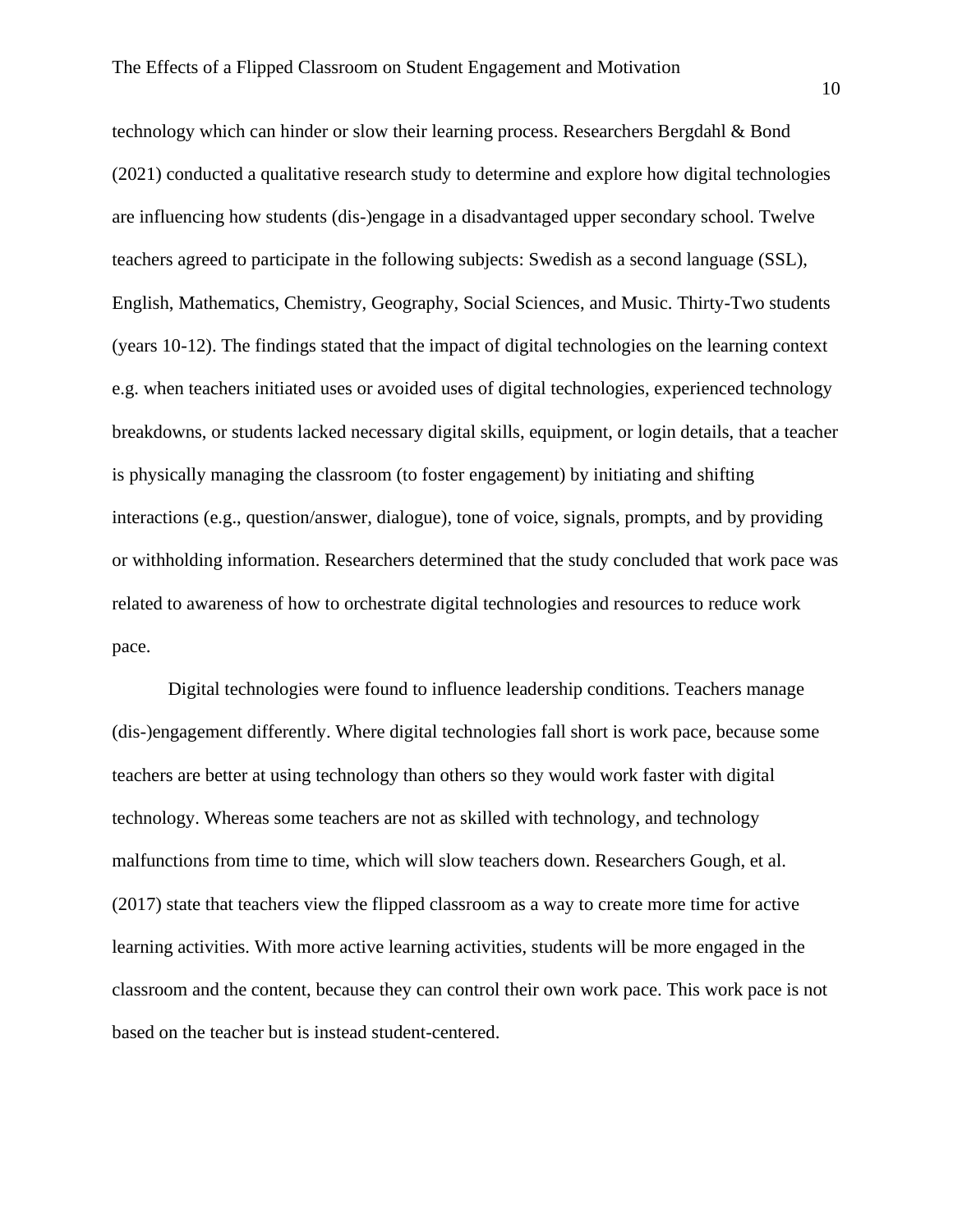technology which can hinder or slow their learning process. Researchers Bergdahl & Bond (2021) conducted a qualitative research study to determine and explore how digital technologies are influencing how students (dis-)engage in a disadvantaged upper secondary school. Twelve teachers agreed to participate in the following subjects: Swedish as a second language (SSL), English, Mathematics, Chemistry, Geography, Social Sciences, and Music. Thirty-Two students (years 10-12). The findings stated that the impact of digital technologies on the learning context e.g. when teachers initiated uses or avoided uses of digital technologies, experienced technology breakdowns, or students lacked necessary digital skills, equipment, or login details, that a teacher is physically managing the classroom (to foster engagement) by initiating and shifting interactions (e.g., question/answer, dialogue), tone of voice, signals, prompts, and by providing or withholding information. Researchers determined that the study concluded that work pace was related to awareness of how to orchestrate digital technologies and resources to reduce work pace.

Digital technologies were found to influence leadership conditions. Teachers manage (dis-)engagement differently. Where digital technologies fall short is work pace, because some teachers are better at using technology than others so they would work faster with digital technology. Whereas some teachers are not as skilled with technology, and technology malfunctions from time to time, which will slow teachers down. Researchers Gough, et al. (2017) state that teachers view the flipped classroom as a way to create more time for active learning activities. With more active learning activities, students will be more engaged in the classroom and the content, because they can control their own work pace. This work pace is not based on the teacher but is instead student-centered.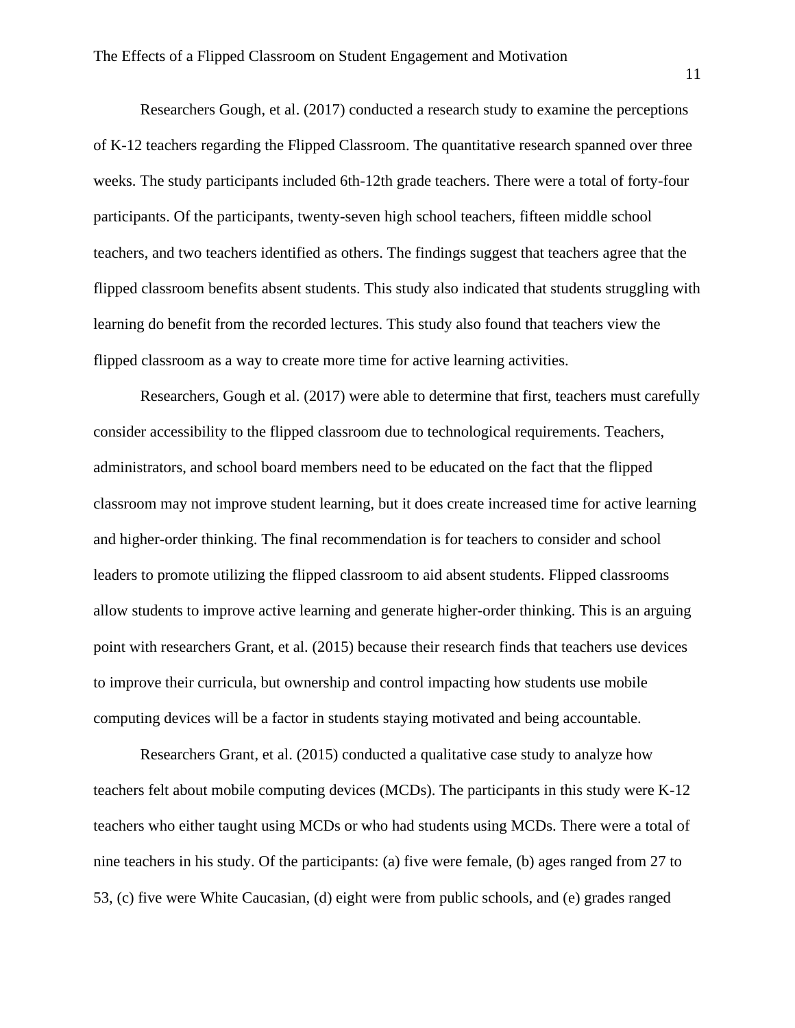Researchers Gough, et al. (2017) conducted a research study to examine the perceptions of K-12 teachers regarding the Flipped Classroom. The quantitative research spanned over three weeks. The study participants included 6th-12th grade teachers. There were a total of forty-four participants. Of the participants, twenty-seven high school teachers, fifteen middle school teachers, and two teachers identified as others. The findings suggest that teachers agree that the flipped classroom benefits absent students. This study also indicated that students struggling with learning do benefit from the recorded lectures. This study also found that teachers view the flipped classroom as a way to create more time for active learning activities.

Researchers, Gough et al. (2017) were able to determine that first, teachers must carefully consider accessibility to the flipped classroom due to technological requirements. Teachers, administrators, and school board members need to be educated on the fact that the flipped classroom may not improve student learning, but it does create increased time for active learning and higher-order thinking. The final recommendation is for teachers to consider and school leaders to promote utilizing the flipped classroom to aid absent students. Flipped classrooms allow students to improve active learning and generate higher-order thinking. This is an arguing point with researchers Grant, et al. (2015) because their research finds that teachers use devices to improve their curricula, but ownership and control impacting how students use mobile computing devices will be a factor in students staying motivated and being accountable.

Researchers Grant, et al. (2015) conducted a qualitative case study to analyze how teachers felt about mobile computing devices (MCDs). The participants in this study were K-12 teachers who either taught using MCDs or who had students using MCDs. There were a total of nine teachers in his study. Of the participants: (a) five were female, (b) ages ranged from 27 to 53, (c) five were White Caucasian, (d) eight were from public schools, and (e) grades ranged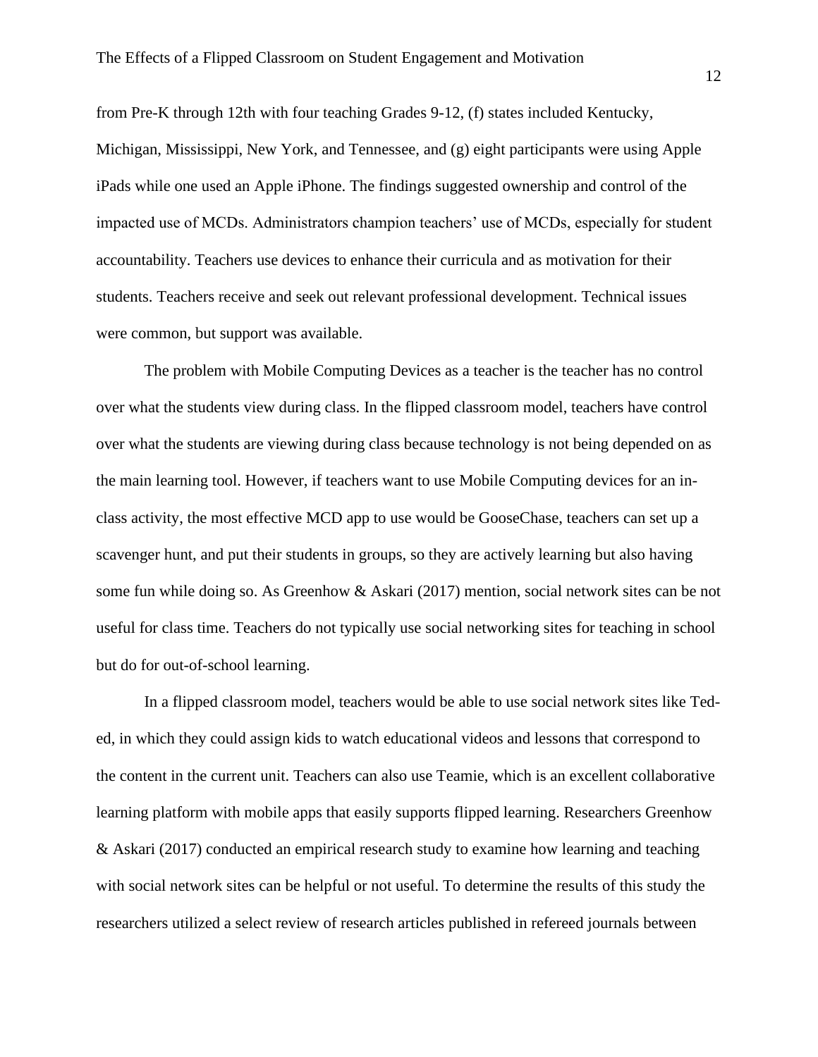from Pre-K through 12th with four teaching Grades 9-12, (f) states included Kentucky, Michigan, Mississippi, New York, and Tennessee, and (g) eight participants were using Apple iPads while one used an Apple iPhone. The findings suggested ownership and control of the impacted use of MCDs. Administrators champion teachers' use of MCDs, especially for student accountability. Teachers use devices to enhance their curricula and as motivation for their students. Teachers receive and seek out relevant professional development. Technical issues were common, but support was available.

The problem with Mobile Computing Devices as a teacher is the teacher has no control over what the students view during class. In the flipped classroom model, teachers have control over what the students are viewing during class because technology is not being depended on as the main learning tool. However, if teachers want to use Mobile Computing devices for an in-class activity, the most effective MCD app to use would be GooseChase, teachers can set up a scavenger hunt, and put their students in groups, so they are actively learning but also having some fun while doing so. As Greenhow & Askari (2017) mention, social network sites can be not useful for class time. Teachers do not typically use social networking sites for teaching in school but do for out-of-school learning.

In a flipped classroom model, teachers would be able to use social network sites like Ted-ed, in which they could assign kids to watch educational videos and lessons that correspond to the content in the current unit. Teachers can also use Teamie, which is an excellent collaborative learning platform with mobile apps that easily supports flipped learning. Researchers Greenhow & Askari (2017) conducted an empirical research study to examine how learning and teaching with social network sites can be helpful or not useful. To determine the results of this study the researchers utilized a select review of research articles published in refereed journals between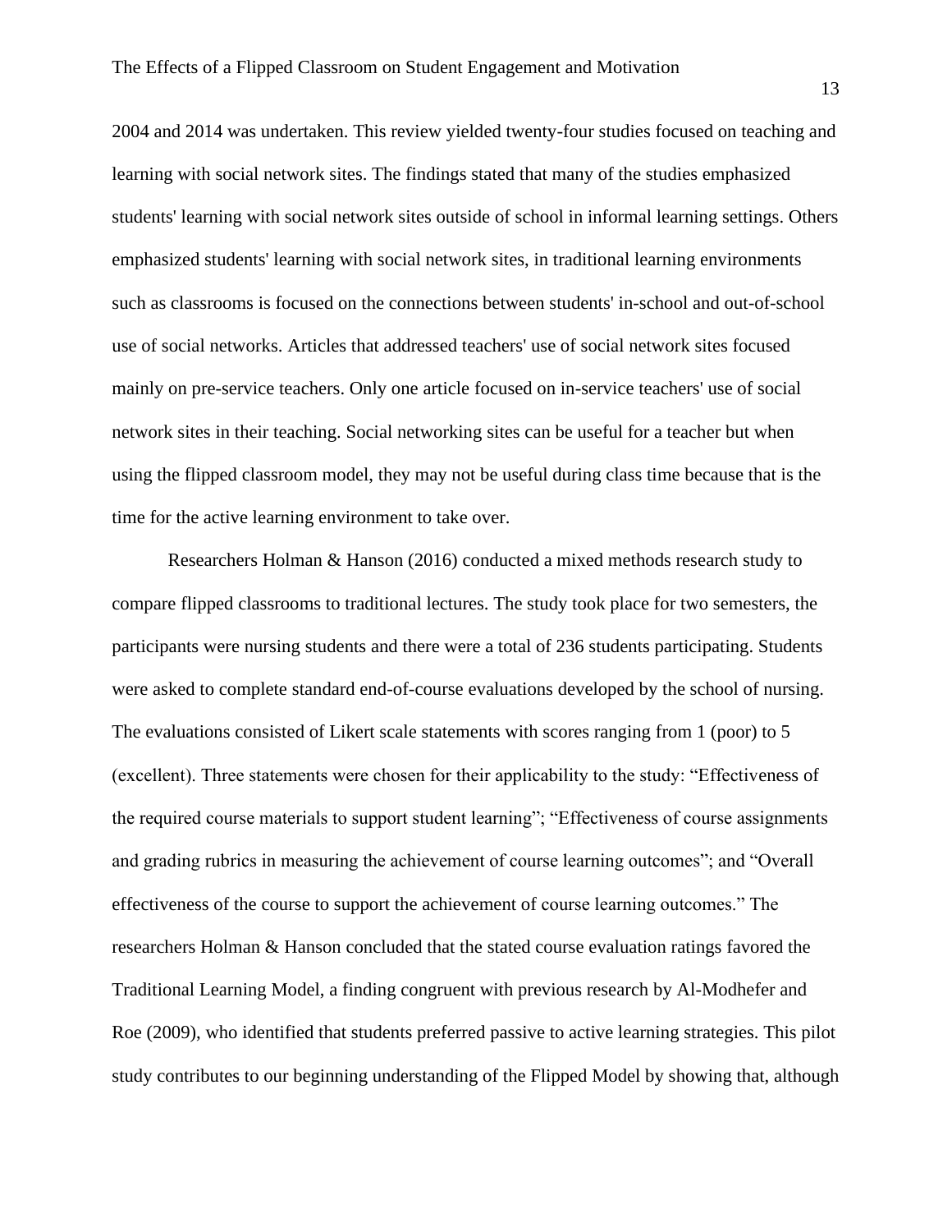2004 and 2014 was undertaken. This review yielded twenty-four studies focused on teaching and learning with social network sites. The findings stated that many of the studies emphasized students' learning with social network sites outside of school in informal learning settings. Others emphasized students' learning with social network sites, in traditional learning environments such as classrooms is focused on the connections between students' in-school and out-of-school use of social networks. Articles that addressed teachers' use of social network sites focused mainly on pre-service teachers. Only one article focused on in-service teachers' use of social network sites in their teaching. Social networking sites can be useful for a teacher but when using the flipped classroom model, they may not be useful during class time because that is the time for the active learning environment to take over.

Researchers Holman & Hanson (2016) conducted a mixed methods research study to compare flipped classrooms to traditional lectures. The study took place for two semesters, the participants were nursing students and there were a total of 236 students participating. Students were asked to complete standard end-of-course evaluations developed by the school of nursing. The evaluations consisted of Likert scale statements with scores ranging from 1 (poor) to 5 (excellent). Three statements were chosen for their applicability to the study: "Effectiveness of the required course materials to support student learning"; "Effectiveness of course assignments and grading rubrics in measuring the achievement of course learning outcomes"; and "Overall effectiveness of the course to support the achievement of course learning outcomes." The researchers Holman & Hanson concluded that the stated course evaluation ratings favored the Traditional Learning Model, a finding congruent with previous research by Al-Modhefer and Roe (2009), who identified that students preferred passive to active learning strategies. This pilot study contributes to our beginning understanding of the Flipped Model by showing that, although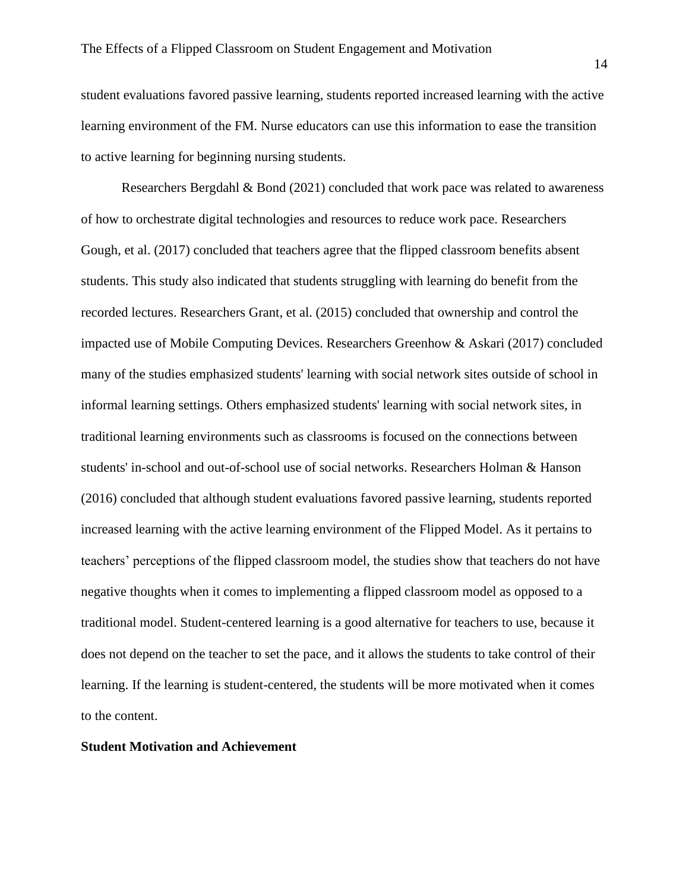student evaluations favored passive learning, students reported increased learning with the active learning environment of the FM. Nurse educators can use this information to ease the transition to active learning for beginning nursing students.

Researchers Bergdahl & Bond (2021) concluded that work pace was related to awareness of how to orchestrate digital technologies and resources to reduce work pace. Researchers Gough, et al. (2017) concluded that teachers agree that the flipped classroom benefits absent students. This study also indicated that students struggling with learning do benefit from the recorded lectures. Researchers Grant, et al. (2015) concluded that ownership and control the impacted use of Mobile Computing Devices. Researchers Greenhow & Askari (2017) concluded many of the studies emphasized students' learning with social network sites outside of school in informal learning settings. Others emphasized students' learning with social network sites, in traditional learning environments such as classrooms is focused on the connections between students' in-school and out-of-school use of social networks. Researchers Holman & Hanson (2016) concluded that although student evaluations favored passive learning, students reported increased learning with the active learning environment of the Flipped Model. As it pertains to teachers' perceptions of the flipped classroom model, the studies show that teachers do not have negative thoughts when it comes to implementing a flipped classroom model as opposed to a traditional model. Student-centered learning is a good alternative for teachers to use, because it does not depend on the teacher to set the pace, and it allows the students to take control of their learning. If the learning is student-centered, the students will be more motivated when it comes to the content.

**Student Motivation and Achievement**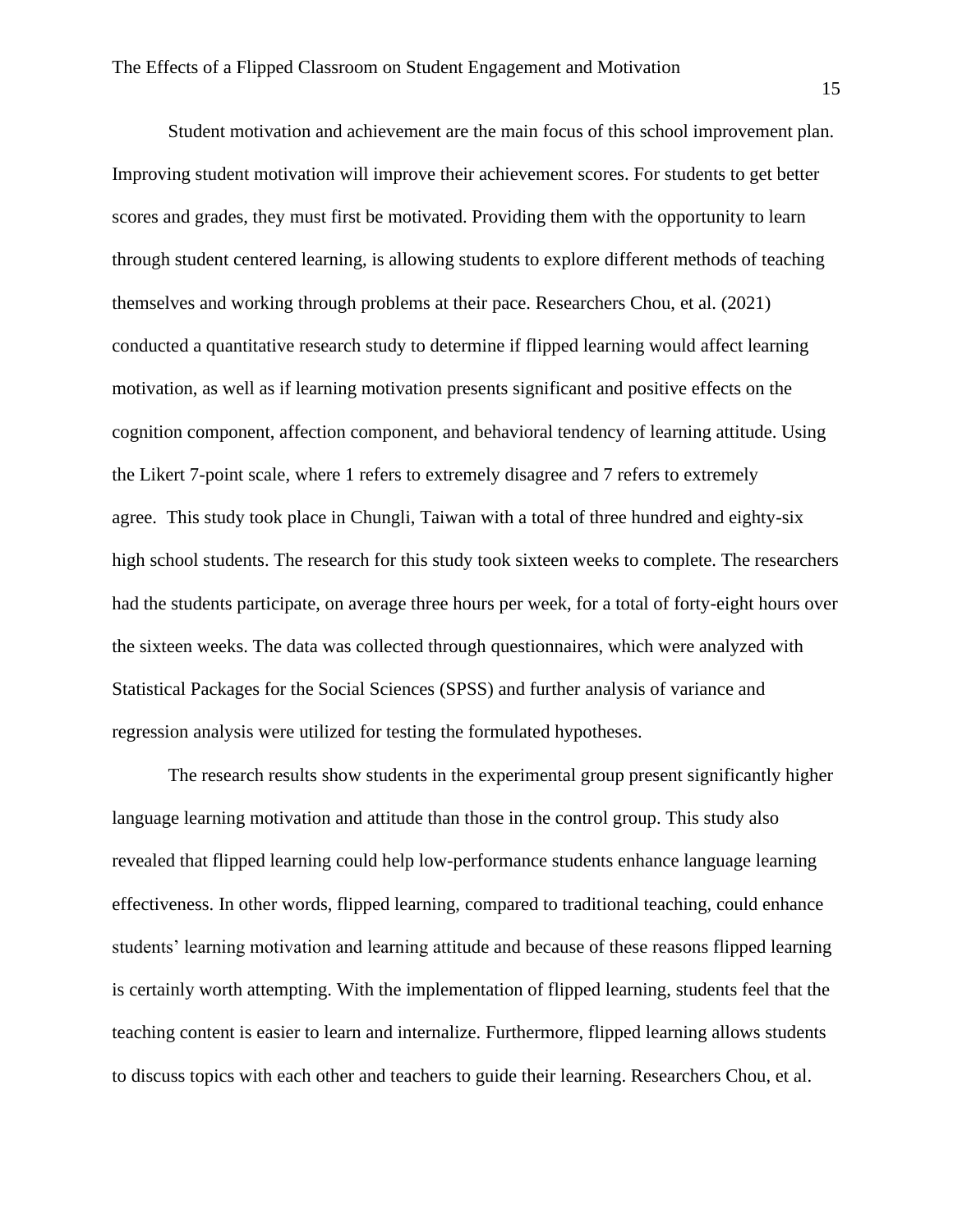Student motivation and achievement are the main focus of this school improvement plan. Improving student motivation will improve their achievement scores. For students to get better scores and grades, they must first be motivated. Providing them with the opportunity to learn through student centered learning, is allowing students to explore different methods of teaching themselves and working through problems at their pace. Researchers Chou, et al. (2021) conducted a quantitative research study to determine if flipped learning would affect learning motivation, as well as if learning motivation presents significant and positive effects on the cognition component, affection component, and behavioral tendency of learning attitude. Using the Likert 7-point scale, where 1 refers to extremely disagree and 7 refers to extremely agree. This study took place in Chungli, Taiwan with a total of three hundred and eighty-six high school students. The research for this study took sixteen weeks to complete. The researchers had the students participate, on average three hours per week, for a total of forty-eight hours over the sixteen weeks. The data was collected through questionnaires, which were analyzed with Statistical Packages for the Social Sciences (SPSS) and further analysis of variance and regression analysis were utilized for testing the formulated hypotheses.

The research results show students in the experimental group present significantly higher language learning motivation and attitude than those in the control group. This study also revealed that flipped learning could help low-performance students enhance language learning effectiveness. In other words, flipped learning, compared to traditional teaching, could enhance students' learning motivation and learning attitude and because of these reasons flipped learning is certainly worth attempting. With the implementation of flipped learning, students feel that the teaching content is easier to learn and internalize. Furthermore, flipped learning allows students to discuss topics with each other and teachers to guide their learning. Researchers Chou, et al.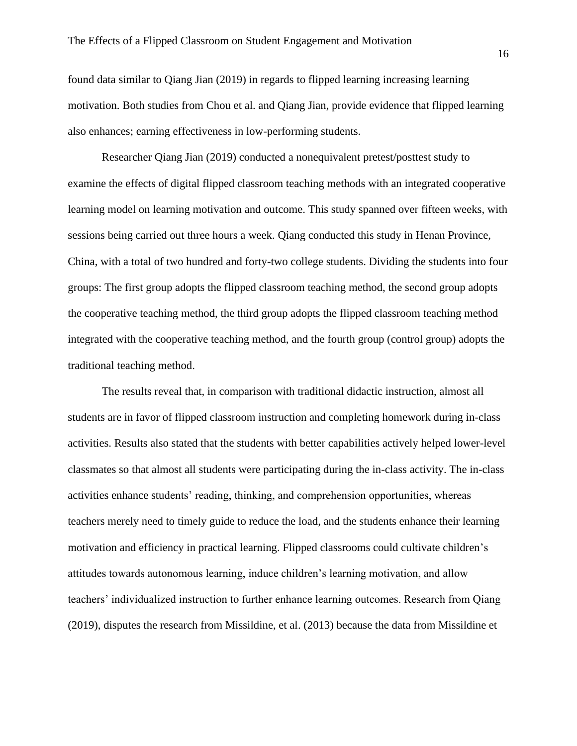found data similar to Qiang Jian (2019) in regards to flipped learning increasing learning motivation. Both studies from Chou et al. and Qiang Jian, provide evidence that flipped learning also enhances; earning effectiveness in low-performing students.

Researcher Qiang Jian (2019) conducted a nonequivalent pretest/posttest study to examine the effects of digital flipped classroom teaching methods with an integrated cooperative learning model on learning motivation and outcome. This study spanned over fifteen weeks, with sessions being carried out three hours a week. Qiang conducted this study in Henan Province, China, with a total of two hundred and forty-two college students. Dividing the students into four groups: The first group adopts the flipped classroom teaching method, the second group adopts the cooperative teaching method, the third group adopts the flipped classroom teaching method integrated with the cooperative teaching method, and the fourth group (control group) adopts the traditional teaching method.

The results reveal that, in comparison with traditional didactic instruction, almost all students are in favor of flipped classroom instruction and completing homework during in-class activities. Results also stated that the students with better capabilities actively helped lower-level classmates so that almost all students were participating during the in-class activity. The in-class activities enhance students' reading, thinking, and comprehension opportunities, whereas teachers merely need to timely guide to reduce the load, and the students enhance their learning motivation and efficiency in practical learning. Flipped classrooms could cultivate children's attitudes towards autonomous learning, induce children's learning motivation, and allow teachers' individualized instruction to further enhance learning outcomes. Research from Qiang (2019), disputes the research from Missildine, et al. (2013) because the data from Missildine et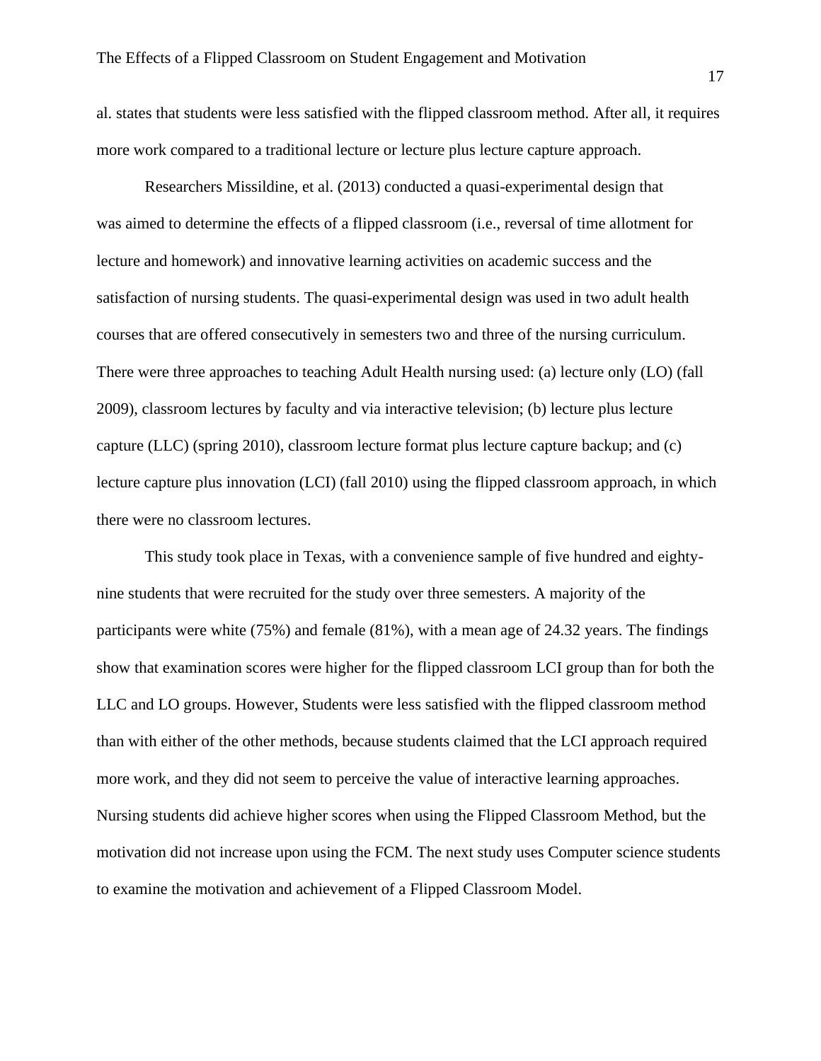al. states that students were less satisfied with the flipped classroom method. After all, it requires more work compared to a traditional lecture or lecture plus lecture capture approach.

Researchers Missildine, et al. (2013) conducted a quasi-experimental design that was aimed to determine the effects of a flipped classroom (i.e., reversal of time allotment for lecture and homework) and innovative learning activities on academic success and the satisfaction of nursing students. The quasi-experimental design was used in two adult health courses that are offered consecutively in semesters two and three of the nursing curriculum. There were three approaches to teaching Adult Health nursing used: (a) lecture only (LO) (fall 2009), classroom lectures by faculty and via interactive television; (b) lecture plus lecture capture (LLC) (spring 2010), classroom lecture format plus lecture capture backup; and (c) lecture capture plus innovation (LCI) (fall 2010) using the flipped classroom approach, in which there were no classroom lectures.

This study took place in Texas, with a convenience sample of five hundred and eighty-nine students that were recruited for the study over three semesters. A majority of the participants were white (75%) and female (81%), with a mean age of 24.32 years. The findings show that examination scores were higher for the flipped classroom LCI group than for both the LLC and LO groups. However, Students were less satisfied with the flipped classroom method than with either of the other methods, because students claimed that the LCI approach required more work, and they did not seem to perceive the value of interactive learning approaches. Nursing students did achieve higher scores when using the Flipped Classroom Method, but the motivation did not increase upon using the FCM. The next study uses Computer science students to examine the motivation and achievement of a Flipped Classroom Model.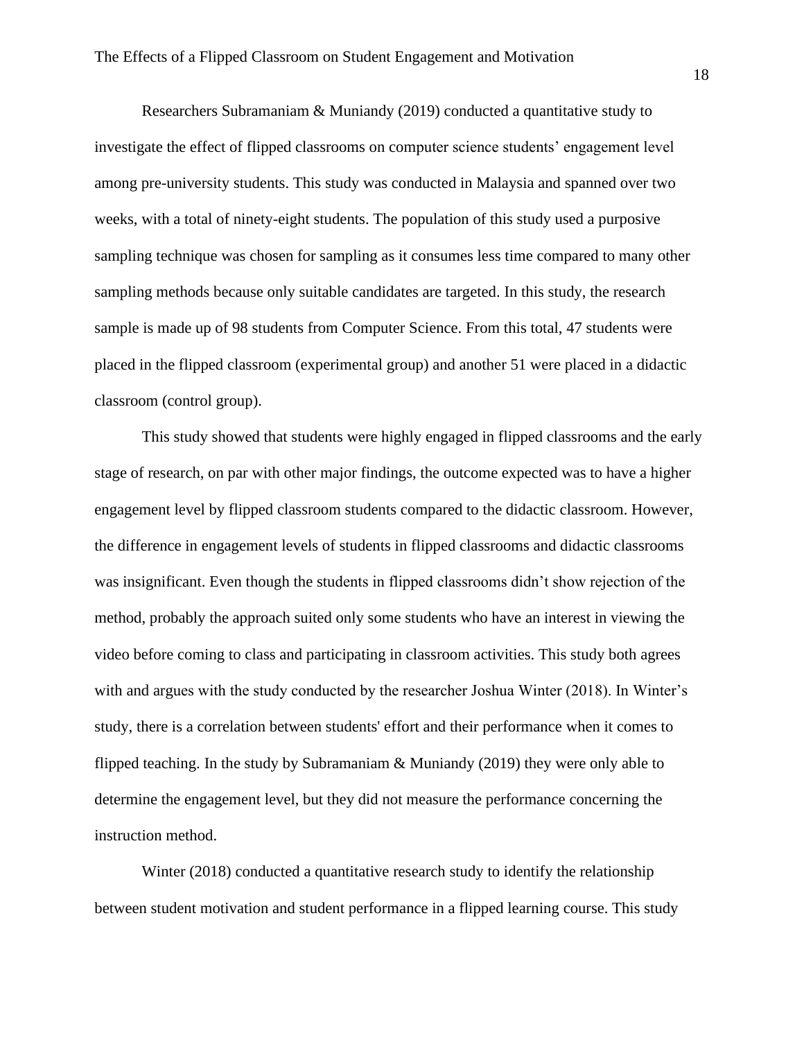Researchers Subramaniam & Muniandy (2019) conducted a quantitative study to investigate the effect of flipped classrooms on computer science students' engagement level among pre-university students. This study was conducted in Malaysia and spanned over two weeks, with a total of ninety-eight students. The population of this study used a purposive sampling technique was chosen for sampling as it consumes less time compared to many other sampling methods because only suitable candidates are targeted. In this study, the research sample is made up of 98 students from Computer Science. From this total, 47 students were placed in the flipped classroom (experimental group) and another 51 were placed in a didactic classroom (control group).

This study showed that students were highly engaged in flipped classrooms and the early stage of research, on par with other major findings, the outcome expected was to have a higher engagement level by flipped classroom students compared to the didactic classroom. However, the difference in engagement levels of students in flipped classrooms and didactic classrooms was insignificant. Even though the students in flipped classrooms didn't show rejection of the method, probably the approach suited only some students who have an interest in viewing the video before coming to class and participating in classroom activities. This study both agrees with and argues with the study conducted by the researcher Joshua Winter (2018). In Winter's study, there is a correlation between students' effort and their performance when it comes to flipped teaching. In the study by Subramaniam & Muniandy (2019) they were only able to determine the engagement level, but they did not measure the performance concerning the instruction method.

Winter (2018) conducted a quantitative research study to identify the relationship between student motivation and student performance in a flipped learning course. This study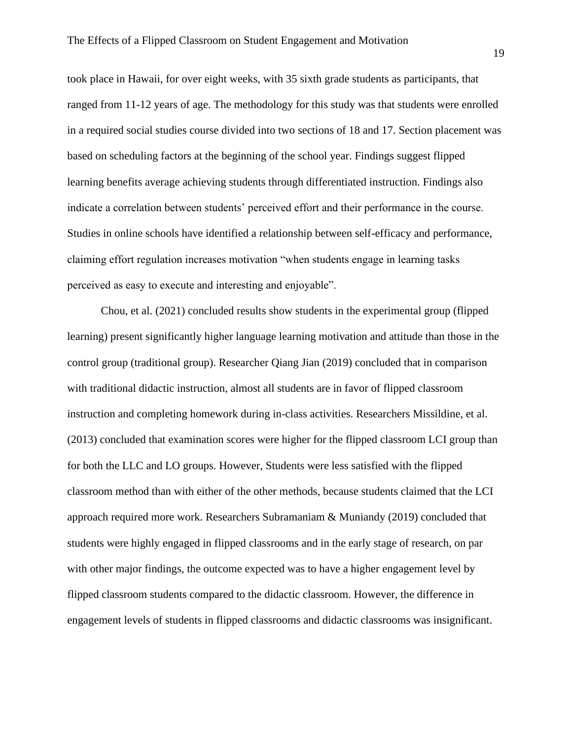took place in Hawaii, for over eight weeks, with 35 sixth grade students as participants, that ranged from 11-12 years of age. The methodology for this study was that students were enrolled in a required social studies course divided into two sections of 18 and 17. Section placement was based on scheduling factors at the beginning of the school year. Findings suggest flipped learning benefits average achieving students through differentiated instruction. Findings also indicate a correlation between students' perceived effort and their performance in the course. Studies in online schools have identified a relationship between self-efficacy and performance, claiming effort regulation increases motivation "when students engage in learning tasks perceived as easy to execute and interesting and enjoyable".

Chou, et al. (2021) concluded results show students in the experimental group (flipped learning) present significantly higher language learning motivation and attitude than those in the control group (traditional group). Researcher Qiang Jian (2019) concluded that in comparison with traditional didactic instruction, almost all students are in favor of flipped classroom instruction and completing homework during in-class activities. Researchers Missildine, et al. (2013) concluded that examination scores were higher for the flipped classroom LCI group than for both the LLC and LO groups. However, Students were less satisfied with the flipped classroom method than with either of the other methods, because students claimed that the LCI approach required more work. Researchers Subramaniam & Muniandy (2019) concluded that students were highly engaged in flipped classrooms and in the early stage of research, on par with other major findings, the outcome expected was to have a higher engagement level by flipped classroom students compared to the didactic classroom. However, the difference in engagement levels of students in flipped classrooms and didactic classrooms was insignificant.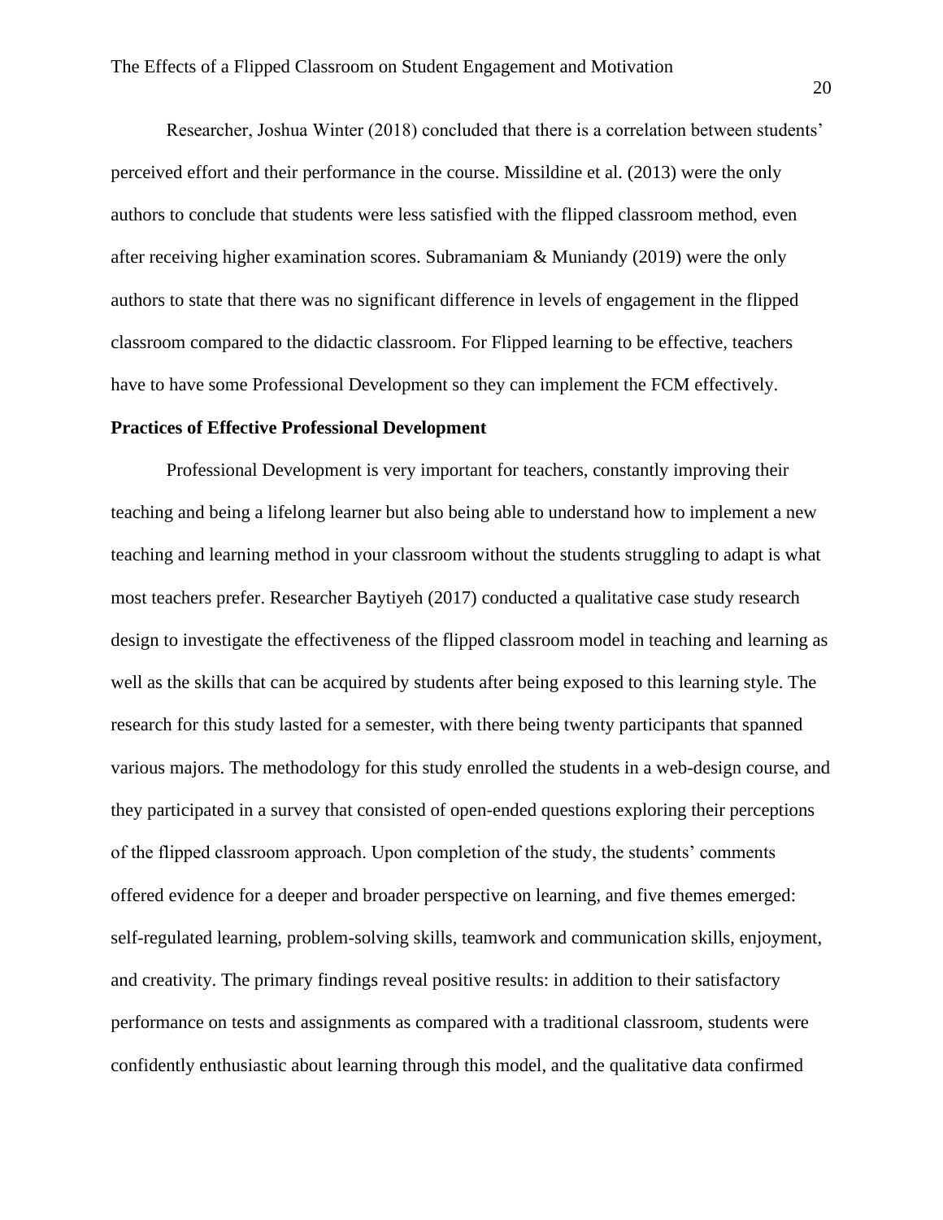Researcher, Joshua Winter (2018) concluded that there is a correlation between students' perceived effort and their performance in the course. Missildine et al. (2013) were the only authors to conclude that students were less satisfied with the flipped classroom method, even after receiving higher examination scores. Subramaniam & Muniandy (2019) were the only authors to state that there was no significant difference in levels of engagement in the flipped classroom compared to the didactic classroom. For Flipped learning to be effective, teachers have to have some Professional Development so they can implement the FCM effectively.

**Practices of Effective Professional Development**

Professional Development is very important for teachers, constantly improving their teaching and being a lifelong learner but also being able to understand how to implement a new teaching and learning method in your classroom without the students struggling to adapt is what most teachers prefer. Researcher Baytiyeh (2017) conducted a qualitative case study research design to investigate the effectiveness of the flipped classroom model in teaching and learning as well as the skills that can be acquired by students after being exposed to this learning style. The research for this study lasted for a semester, with there being twenty participants that spanned various majors. The methodology for this study enrolled the students in a web-design course, and they participated in a survey that consisted of open-ended questions exploring their perceptions of the flipped classroom approach. Upon completion of the study, the students' comments offered evidence for a deeper and broader perspective on learning, and five themes emerged: self-regulated learning, problem-solving skills, teamwork and communication skills, enjoyment, and creativity. The primary findings reveal positive results: in addition to their satisfactory performance on tests and assignments as compared with a traditional classroom, students were confidently enthusiastic about learning through this model, and the qualitative data confirmed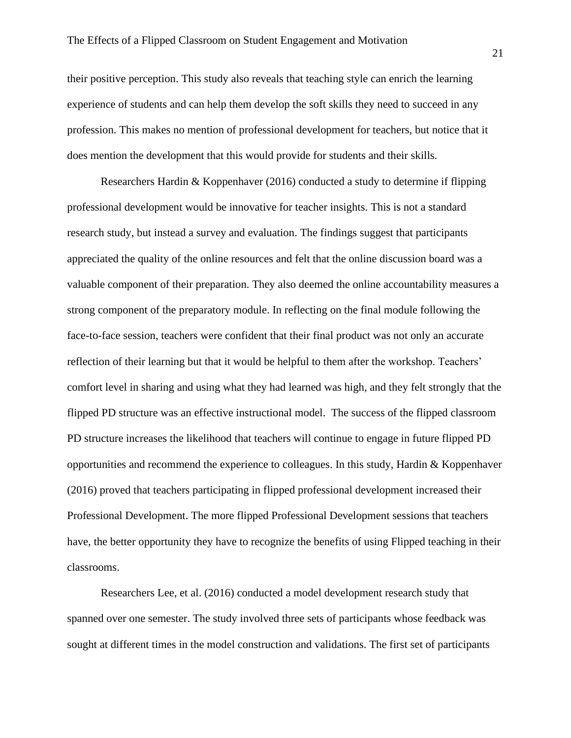their positive perception. This study also reveals that teaching style can enrich the learning experience of students and can help them develop the soft skills they need to succeed in any profession. This makes no mention of professional development for teachers, but notice that it does mention the development that this would provide for students and their skills.

Researchers Hardin & Koppenhaver (2016) conducted a study to determine if flipping professional development would be innovative for teacher insights. This is not a standard research study, but instead a survey and evaluation. The findings suggest that participants appreciated the quality of the online resources and felt that the online discussion board was a valuable component of their preparation. They also deemed the online accountability measures a strong component of the preparatory module. In reflecting on the final module following the face-to-face session, teachers were confident that their final product was not only an accurate reflection of their learning but that it would be helpful to them after the workshop. Teachers' comfort level in sharing and using what they had learned was high, and they felt strongly that the flipped PD structure was an effective instructional model. The success of the flipped classroom PD structure increases the likelihood that teachers will continue to engage in future flipped PD opportunities and recommend the experience to colleagues. In this study, Hardin & Koppenhaver (2016) proved that teachers participating in flipped professional development increased their Professional Development. The more flipped Professional Development sessions that teachers have, the better opportunity they have to recognize the benefits of using Flipped teaching in their classrooms.

Researchers Lee, et al. (2016) conducted a model development research study that spanned over one semester. The study involved three sets of participants whose feedback was sought at different times in the model construction and validations. The first set of participants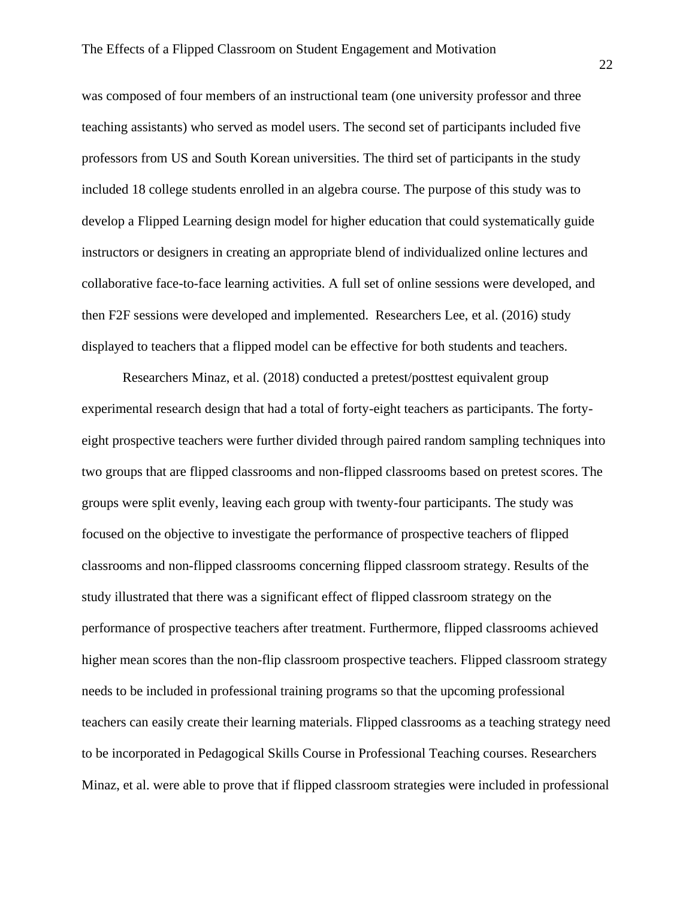was composed of four members of an instructional team (one university professor and three teaching assistants) who served as model users. The second set of participants included five professors from US and South Korean universities. The third set of participants in the study included 18 college students enrolled in an algebra course. The purpose of this study was to develop a Flipped Learning design model for higher education that could systematically guide instructors or designers in creating an appropriate blend of individualized online lectures and collaborative face-to-face learning activities. A full set of online sessions were developed, and then F2F sessions were developed and implemented.  Researchers Lee, et al. (2016) study displayed to teachers that a flipped model can be effective for both students and teachers.

Researchers Minaz, et al. (2018) conducted a pretest/posttest equivalent group experimental research design that had a total of forty-eight teachers as participants. The forty-eight prospective teachers were further divided through paired random sampling techniques into two groups that are flipped classrooms and non-flipped classrooms based on pretest scores. The groups were split evenly, leaving each group with twenty-four participants. The study was focused on the objective to investigate the performance of prospective teachers of flipped classrooms and non-flipped classrooms concerning flipped classroom strategy. Results of the study illustrated that there was a significant effect of flipped classroom strategy on the performance of prospective teachers after treatment. Furthermore, flipped classrooms achieved higher mean scores than the non-flip classroom prospective teachers. Flipped classroom strategy needs to be included in professional training programs so that the upcoming professional teachers can easily create their learning materials. Flipped classrooms as a teaching strategy need to be incorporated in Pedagogical Skills Course in Professional Teaching courses. Researchers Minaz, et al. were able to prove that if flipped classroom strategies were included in professional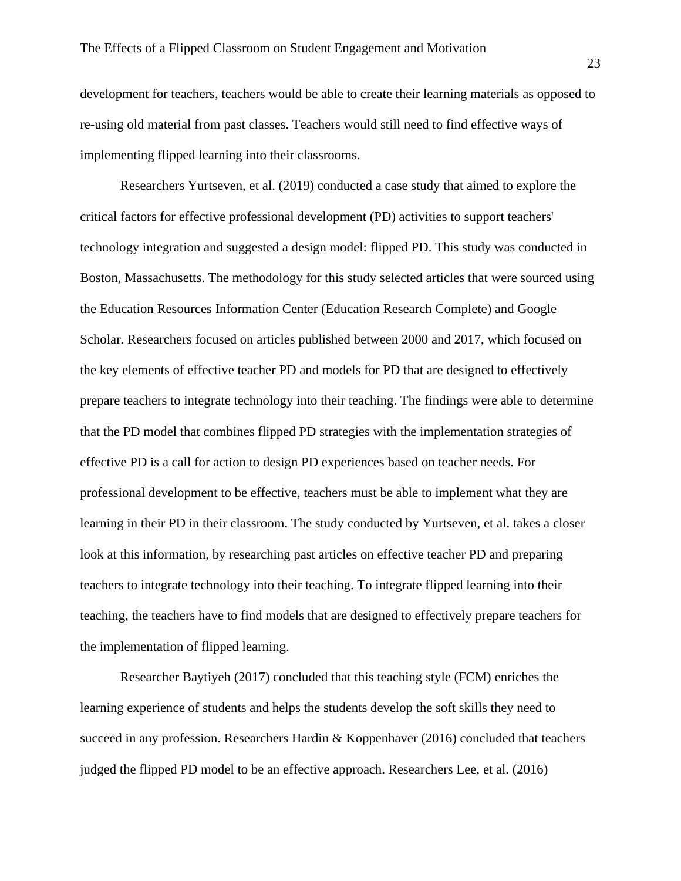development for teachers, teachers would be able to create their learning materials as opposed to re-using old material from past classes. Teachers would still need to find effective ways of implementing flipped learning into their classrooms.

Researchers Yurtseven, et al. (2019) conducted a case study that aimed to explore the critical factors for effective professional development (PD) activities to support teachers' technology integration and suggested a design model: flipped PD. This study was conducted in Boston, Massachusetts. The methodology for this study selected articles that were sourced using the Education Resources Information Center (Education Research Complete) and Google Scholar. Researchers focused on articles published between 2000 and 2017, which focused on the key elements of effective teacher PD and models for PD that are designed to effectively prepare teachers to integrate technology into their teaching. The findings were able to determine that the PD model that combines flipped PD strategies with the implementation strategies of effective PD is a call for action to design PD experiences based on teacher needs. For professional development to be effective, teachers must be able to implement what they are learning in their PD in their classroom. The study conducted by Yurtseven, et al. takes a closer look at this information, by researching past articles on effective teacher PD and preparing teachers to integrate technology into their teaching. To integrate flipped learning into their teaching, the teachers have to find models that are designed to effectively prepare teachers for the implementation of flipped learning.

Researcher Baytiyeh (2017) concluded that this teaching style (FCM) enriches the learning experience of students and helps the students develop the soft skills they need to succeed in any profession. Researchers Hardin & Koppenhaver (2016) concluded that teachers judged the flipped PD model to be an effective approach. Researchers Lee, et al. (2016)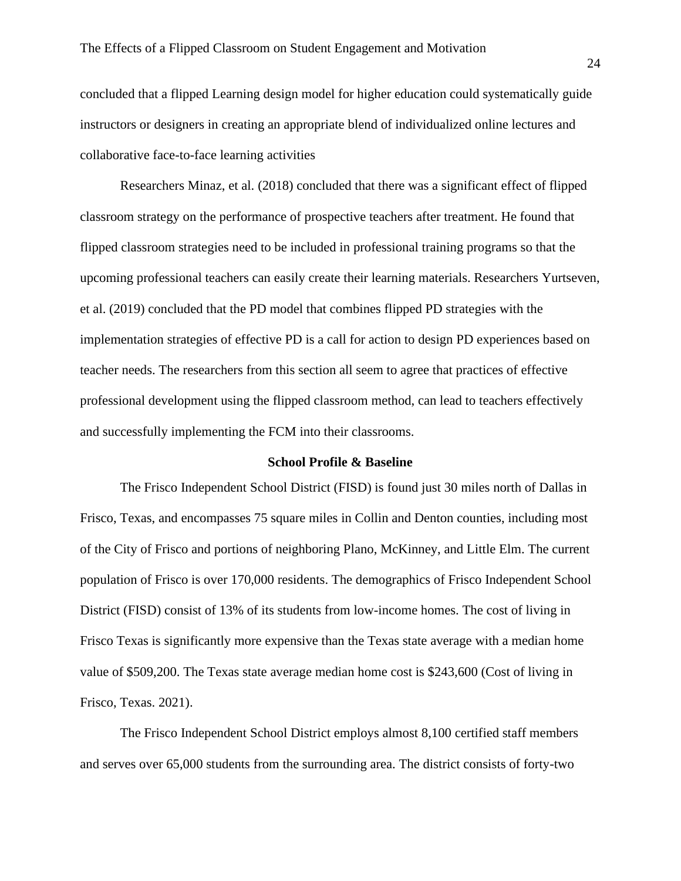concluded that a flipped Learning design model for higher education could systematically guide instructors or designers in creating an appropriate blend of individualized online lectures and collaborative face-to-face learning activities

Researchers Minaz, et al. (2018) concluded that there was a significant effect of flipped classroom strategy on the performance of prospective teachers after treatment. He found that flipped classroom strategies need to be included in professional training programs so that the upcoming professional teachers can easily create their learning materials. Researchers Yurtseven, et al. (2019) concluded that the PD model that combines flipped PD strategies with the implementation strategies of effective PD is a call for action to design PD experiences based on teacher needs. The researchers from this section all seem to agree that practices of effective professional development using the flipped classroom method, can lead to teachers effectively and successfully implementing the FCM into their classrooms.

## School Profile & Baseline

The Frisco Independent School District (FISD) is found just 30 miles north of Dallas in Frisco, Texas, and encompasses 75 square miles in Collin and Denton counties, including most of the City of Frisco and portions of neighboring Plano, McKinney, and Little Elm. The current population of Frisco is over 170,000 residents. The demographics of Frisco Independent School District (FISD) consist of 13% of its students from low-income homes. The cost of living in Frisco Texas is significantly more expensive than the Texas state average with a median home value of $509,200. The Texas state average median home cost is $243,600 (Cost of living in Frisco, Texas. 2021).

The Frisco Independent School District employs almost 8,100 certified staff members and serves over 65,000 students from the surrounding area. The district consists of forty-two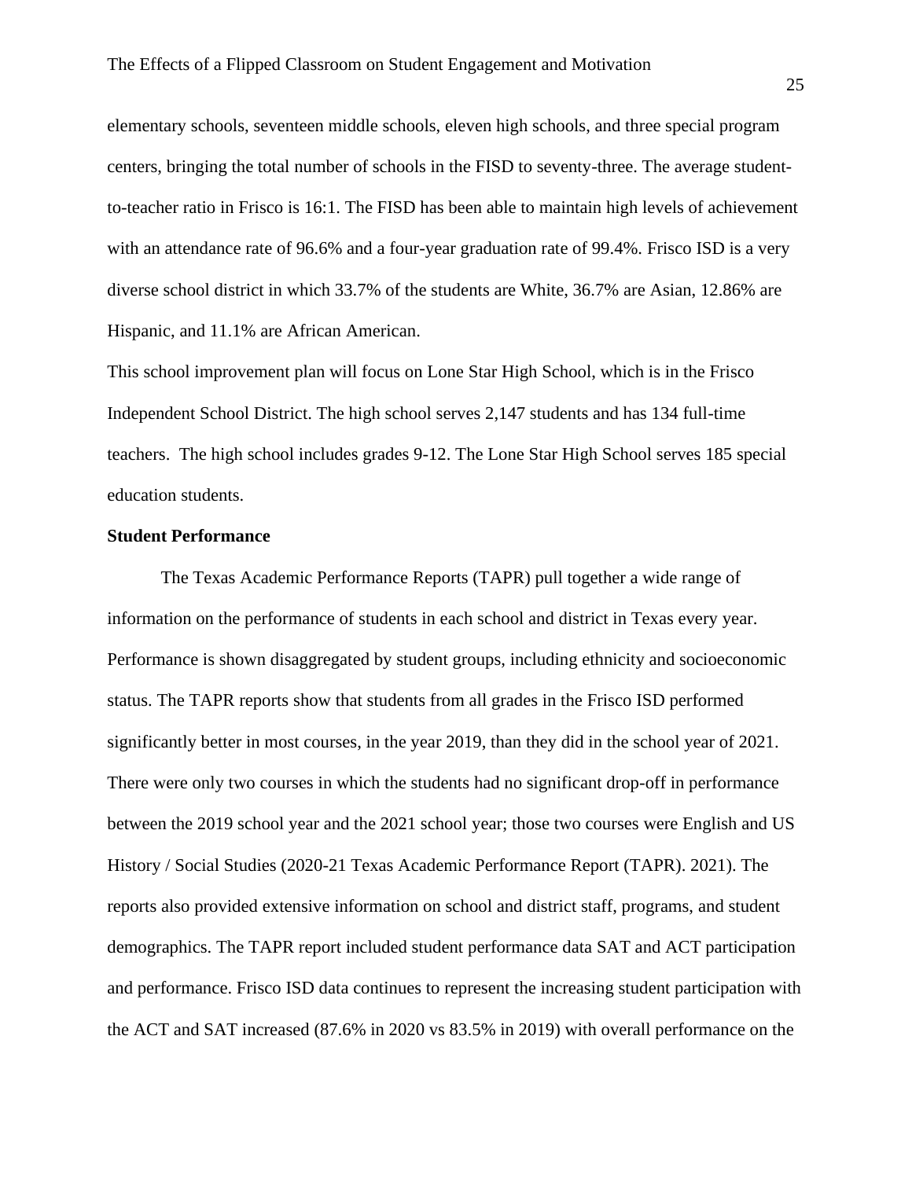elementary schools, seventeen middle schools, eleven high schools, and three special program centers, bringing the total number of schools in the FISD to seventy-three. The average student-to-teacher ratio in Frisco is 16:1. The FISD has been able to maintain high levels of achievement with an attendance rate of 96.6% and a four-year graduation rate of 99.4%. Frisco ISD is a very diverse school district in which 33.7% of the students are White, 36.7% are Asian, 12.86% are Hispanic, and 11.1% are African American.

This school improvement plan will focus on Lone Star High School, which is in the Frisco Independent School District. The high school serves 2,147 students and has 134 full-time teachers. The high school includes grades 9-12. The Lone Star High School serves 185 special education students.

**Student Performance**

The Texas Academic Performance Reports (TAPR) pull together a wide range of information on the performance of students in each school and district in Texas every year. Performance is shown disaggregated by student groups, including ethnicity and socioeconomic status. The TAPR reports show that students from all grades in the Frisco ISD performed significantly better in most courses, in the year 2019, than they did in the school year of 2021. There were only two courses in which the students had no significant drop-off in performance between the 2019 school year and the 2021 school year; those two courses were English and US History / Social Studies (2020-21 Texas Academic Performance Report (TAPR). 2021). The reports also provided extensive information on school and district staff, programs, and student demographics. The TAPR report included student performance data SAT and ACT participation and performance. Frisco ISD data continues to represent the increasing student participation with the ACT and SAT increased (87.6% in 2020 vs 83.5% in 2019) with overall performance on the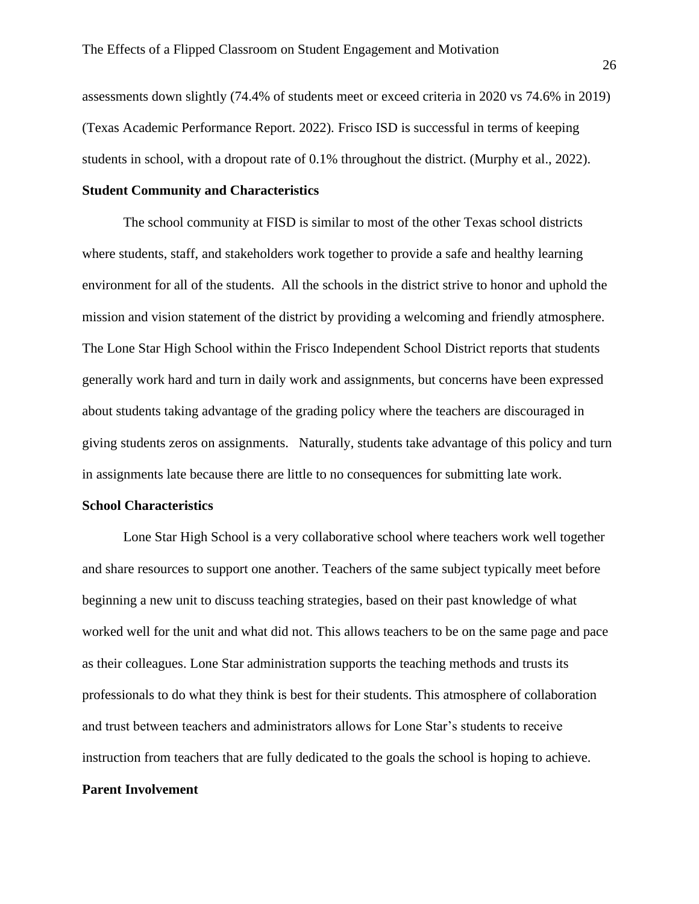assessments down slightly (74.4% of students meet or exceed criteria in 2020 vs 74.6% in 2019) (Texas Academic Performance Report. 2022). Frisco ISD is successful in terms of keeping students in school, with a dropout rate of 0.1% throughout the district. (Murphy et al., 2022).

**Student Community and Characteristics**

The school community at FISD is similar to most of the other Texas school districts where students, staff, and stakeholders work together to provide a safe and healthy learning environment for all of the students. All the schools in the district strive to honor and uphold the mission and vision statement of the district by providing a welcoming and friendly atmosphere. The Lone Star High School within the Frisco Independent School District reports that students generally work hard and turn in daily work and assignments, but concerns have been expressed about students taking advantage of the grading policy where the teachers are discouraged in giving students zeros on assignments. Naturally, students take advantage of this policy and turn in assignments late because there are little to no consequences for submitting late work.

**School Characteristics**

Lone Star High School is a very collaborative school where teachers work well together and share resources to support one another. Teachers of the same subject typically meet before beginning a new unit to discuss teaching strategies, based on their past knowledge of what worked well for the unit and what did not. This allows teachers to be on the same page and pace as their colleagues. Lone Star administration supports the teaching methods and trusts its professionals to do what they think is best for their students. This atmosphere of collaboration and trust between teachers and administrators allows for Lone Star's students to receive instruction from teachers that are fully dedicated to the goals the school is hoping to achieve.

**Parent Involvement**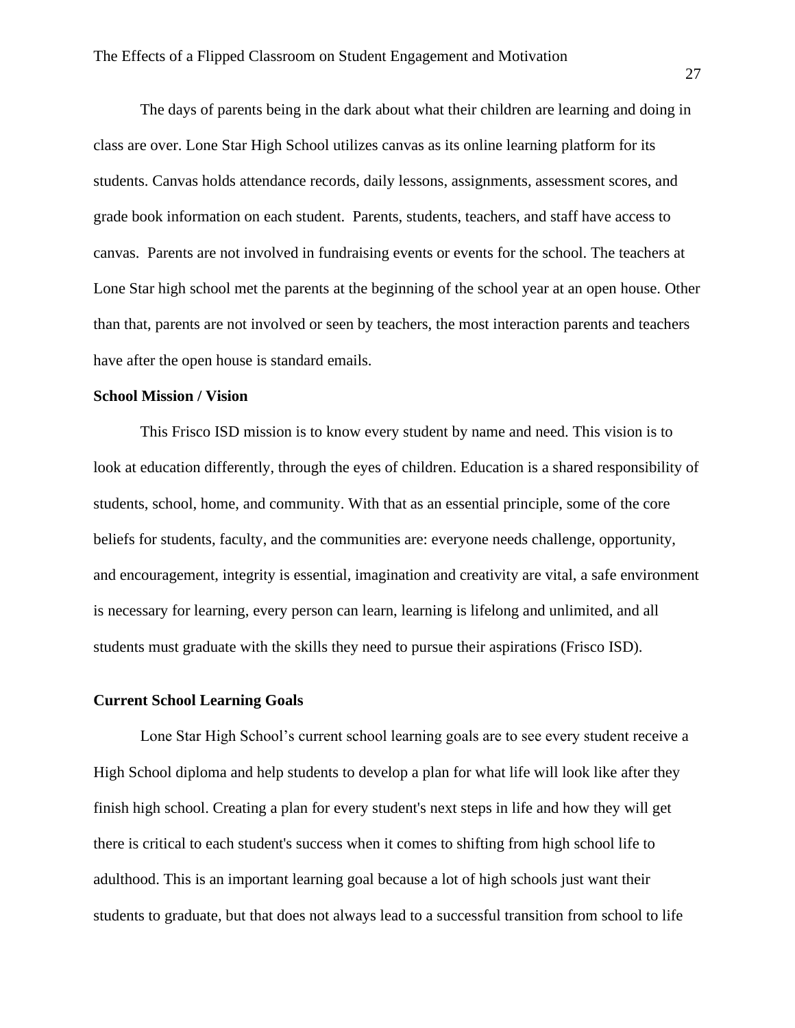The days of parents being in the dark about what their children are learning and doing in class are over. Lone Star High School utilizes canvas as its online learning platform for its students. Canvas holds attendance records, daily lessons, assignments, assessment scores, and grade book information on each student. Parents, students, teachers, and staff have access to canvas. Parents are not involved in fundraising events or events for the school. The teachers at Lone Star high school met the parents at the beginning of the school year at an open house. Other than that, parents are not involved or seen by teachers, the most interaction parents and teachers have after the open house is standard emails.

**School Mission / Vision**

This Frisco ISD mission is to know every student by name and need. This vision is to look at education differently, through the eyes of children. Education is a shared responsibility of students, school, home, and community. With that as an essential principle, some of the core beliefs for students, faculty, and the communities are: everyone needs challenge, opportunity, and encouragement, integrity is essential, imagination and creativity are vital, a safe environment is necessary for learning, every person can learn, learning is lifelong and unlimited, and all students must graduate with the skills they need to pursue their aspirations (Frisco ISD).

**Current School Learning Goals**

Lone Star High School's current school learning goals are to see every student receive a High School diploma and help students to develop a plan for what life will look like after they finish high school. Creating a plan for every student's next steps in life and how they will get there is critical to each student's success when it comes to shifting from high school life to adulthood. This is an important learning goal because a lot of high schools just want their students to graduate, but that does not always lead to a successful transition from school to life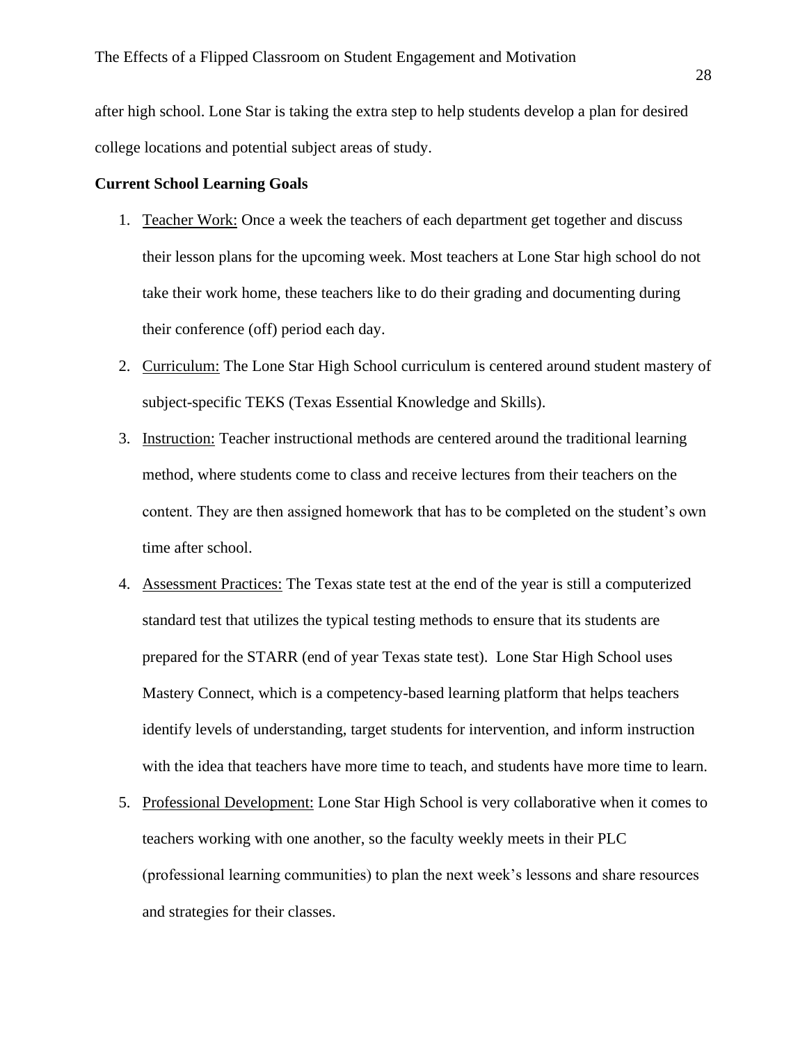after high school. Lone Star is taking the extra step to help students develop a plan for desired college locations and potential subject areas of study.

**Current School Learning Goals**

1. Teacher Work: Once a week the teachers of each department get together and discuss their lesson plans for the upcoming week. Most teachers at Lone Star high school do not take their work home, these teachers like to do their grading and documenting during their conference (off) period each day.
2. Curriculum: The Lone Star High School curriculum is centered around student mastery of subject-specific TEKS (Texas Essential Knowledge and Skills).
3. Instruction: Teacher instructional methods are centered around the traditional learning method, where students come to class and receive lectures from their teachers on the content. They are then assigned homework that has to be completed on the student's own time after school.
4. Assessment Practices: The Texas state test at the end of the year is still a computerized standard test that utilizes the typical testing methods to ensure that its students are prepared for the STARR (end of year Texas state test). Lone Star High School uses Mastery Connect, which is a competency-based learning platform that helps teachers identify levels of understanding, target students for intervention, and inform instruction with the idea that teachers have more time to teach, and students have more time to learn.
5. Professional Development: Lone Star High School is very collaborative when it comes to teachers working with one another, so the faculty weekly meets in their PLC (professional learning communities) to plan the next week's lessons and share resources and strategies for their classes.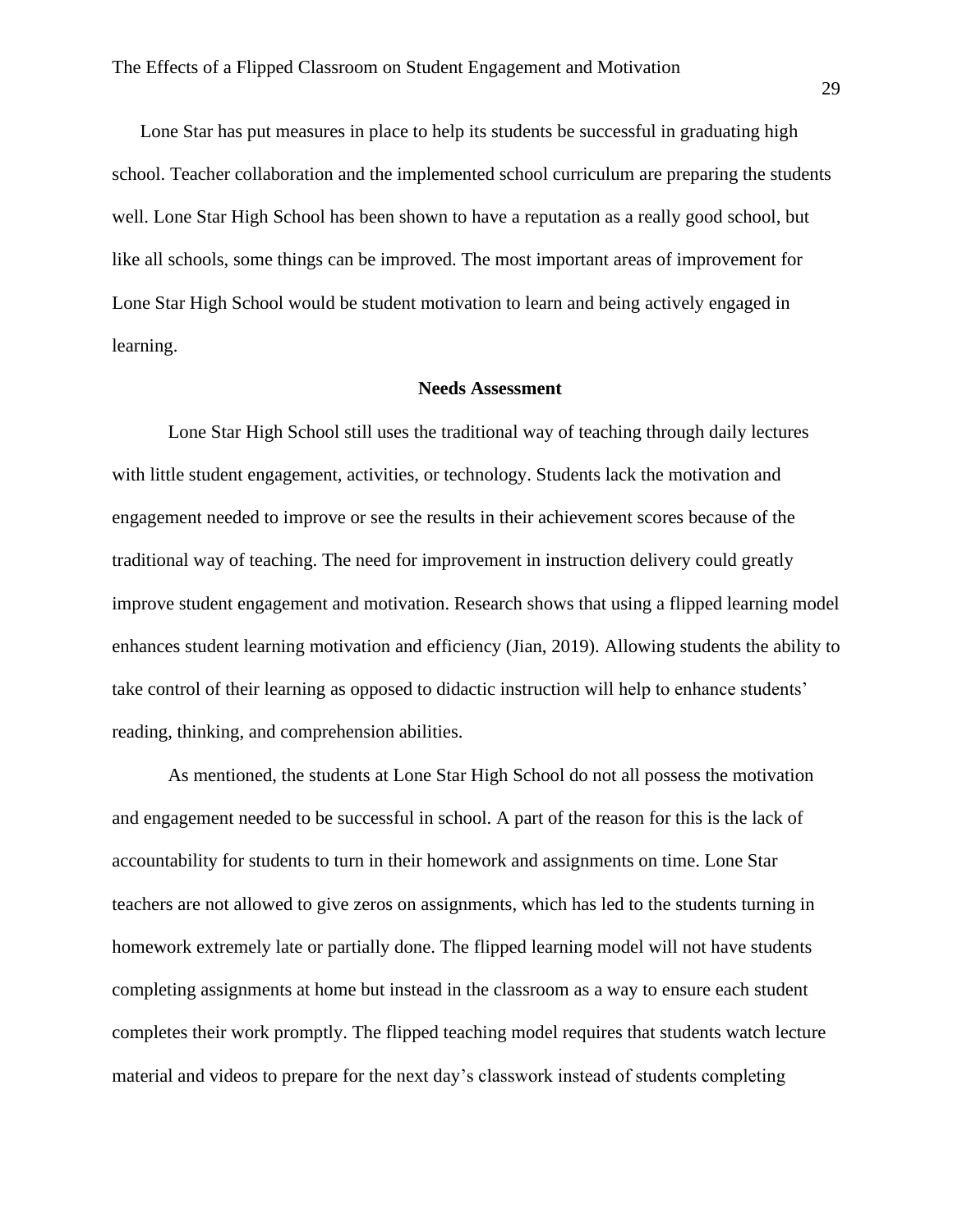Lone Star has put measures in place to help its students be successful in graduating high school. Teacher collaboration and the implemented school curriculum are preparing the students well. Lone Star High School has been shown to have a reputation as a really good school, but like all schools, some things can be improved. The most important areas of improvement for Lone Star High School would be student motivation to learn and being actively engaged in learning.

## Needs Assessment

Lone Star High School still uses the traditional way of teaching through daily lectures with little student engagement, activities, or technology. Students lack the motivation and engagement needed to improve or see the results in their achievement scores because of the traditional way of teaching. The need for improvement in instruction delivery could greatly improve student engagement and motivation. Research shows that using a flipped learning model enhances student learning motivation and efficiency (Jian, 2019). Allowing students the ability to take control of their learning as opposed to didactic instruction will help to enhance students' reading, thinking, and comprehension abilities.

As mentioned, the students at Lone Star High School do not all possess the motivation and engagement needed to be successful in school. A part of the reason for this is the lack of accountability for students to turn in their homework and assignments on time. Lone Star teachers are not allowed to give zeros on assignments, which has led to the students turning in homework extremely late or partially done. The flipped learning model will not have students completing assignments at home but instead in the classroom as a way to ensure each student completes their work promptly. The flipped teaching model requires that students watch lecture material and videos to prepare for the next day's classwork instead of students completing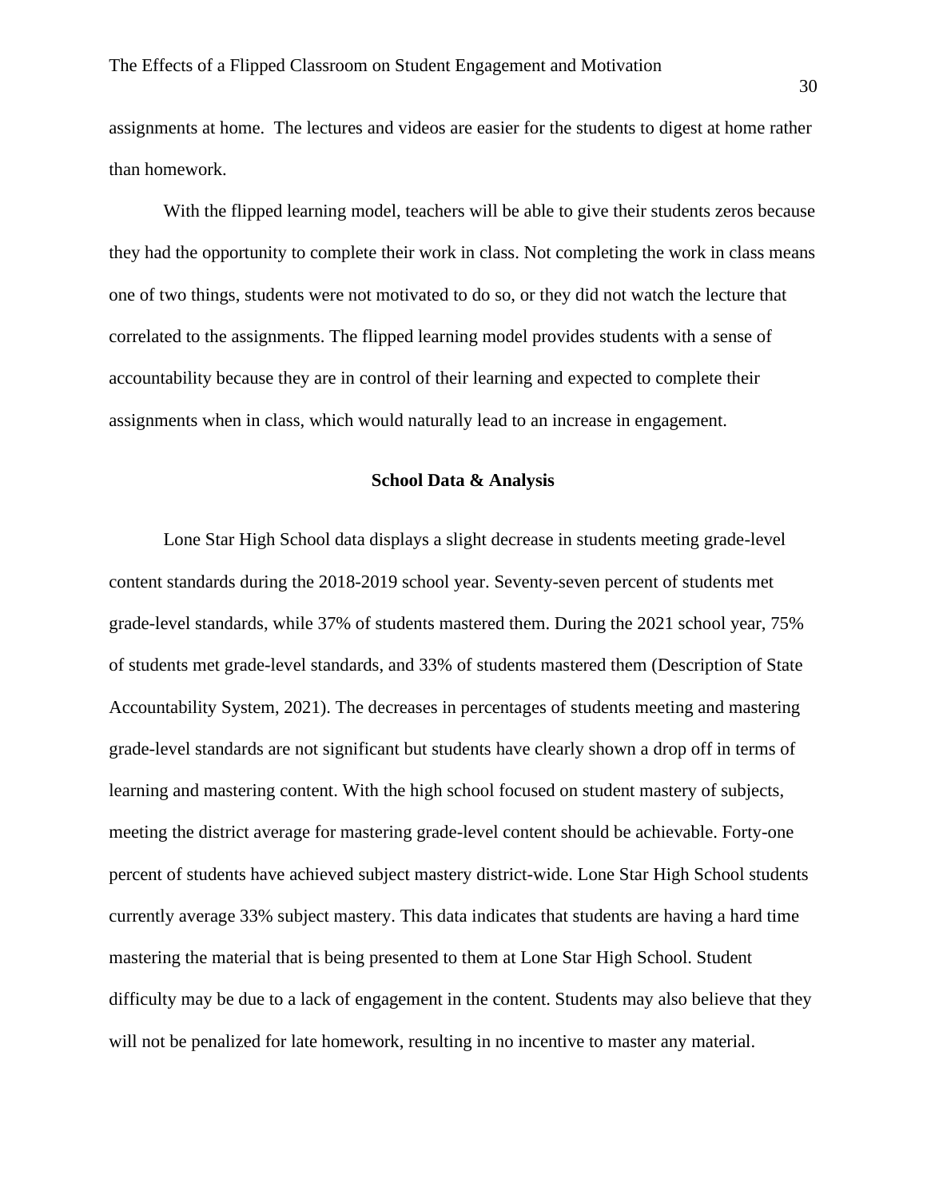assignments at home. The lectures and videos are easier for the students to digest at home rather than homework.

With the flipped learning model, teachers will be able to give their students zeros because they had the opportunity to complete their work in class. Not completing the work in class means one of two things, students were not motivated to do so, or they did not watch the lecture that correlated to the assignments. The flipped learning model provides students with a sense of accountability because they are in control of their learning and expected to complete their assignments when in class, which would naturally lead to an increase in engagement.

## School Data & Analysis

Lone Star High School data displays a slight decrease in students meeting grade-level content standards during the 2018-2019 school year. Seventy-seven percent of students met grade-level standards, while 37% of students mastered them. During the 2021 school year, 75% of students met grade-level standards, and 33% of students mastered them (Description of State Accountability System, 2021). The decreases in percentages of students meeting and mastering grade-level standards are not significant but students have clearly shown a drop off in terms of learning and mastering content. With the high school focused on student mastery of subjects, meeting the district average for mastering grade-level content should be achievable. Forty-one percent of students have achieved subject mastery district-wide. Lone Star High School students currently average 33% subject mastery. This data indicates that students are having a hard time mastering the material that is being presented to them at Lone Star High School. Student difficulty may be due to a lack of engagement in the content. Students may also believe that they will not be penalized for late homework, resulting in no incentive to master any material.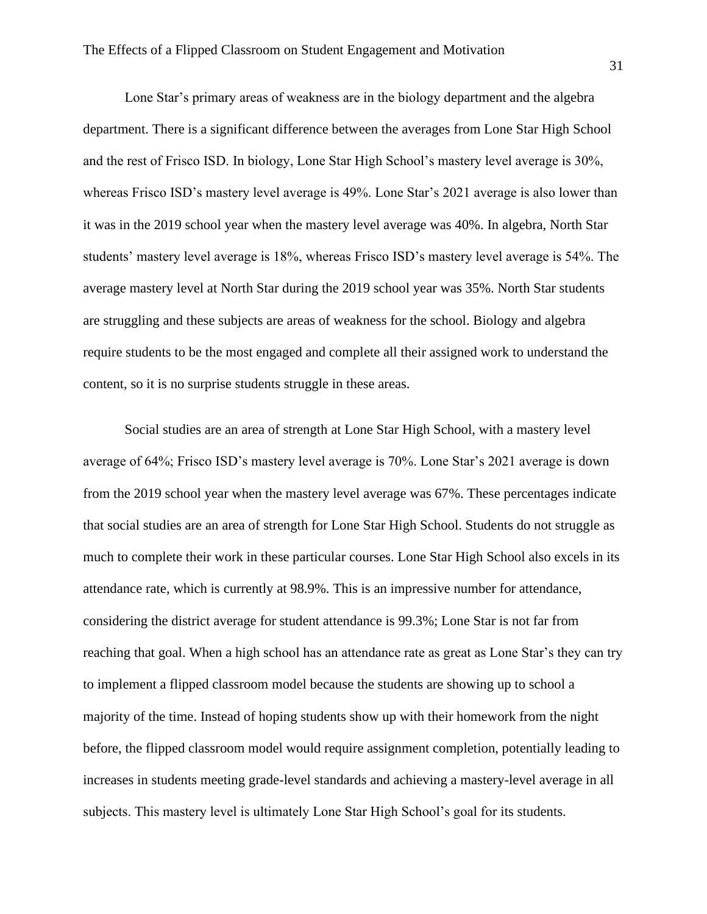Lone Star's primary areas of weakness are in the biology department and the algebra department. There is a significant difference between the averages from Lone Star High School and the rest of Frisco ISD. In biology, Lone Star High School's mastery level average is 30%, whereas Frisco ISD's mastery level average is 49%. Lone Star's 2021 average is also lower than it was in the 2019 school year when the mastery level average was 40%. In algebra, North Star students' mastery level average is 18%, whereas Frisco ISD's mastery level average is 54%. The average mastery level at North Star during the 2019 school year was 35%. North Star students are struggling and these subjects are areas of weakness for the school. Biology and algebra require students to be the most engaged and complete all their assigned work to understand the content, so it is no surprise students struggle in these areas.

Social studies are an area of strength at Lone Star High School, with a mastery level average of 64%; Frisco ISD's mastery level average is 70%. Lone Star's 2021 average is down from the 2019 school year when the mastery level average was 67%. These percentages indicate that social studies are an area of strength for Lone Star High School. Students do not struggle as much to complete their work in these particular courses. Lone Star High School also excels in its attendance rate, which is currently at 98.9%. This is an impressive number for attendance, considering the district average for student attendance is 99.3%; Lone Star is not far from reaching that goal. When a high school has an attendance rate as great as Lone Star's they can try to implement a flipped classroom model because the students are showing up to school a majority of the time. Instead of hoping students show up with their homework from the night before, the flipped classroom model would require assignment completion, potentially leading to increases in students meeting grade-level standards and achieving a mastery-level average in all subjects. This mastery level is ultimately Lone Star High School's goal for its students.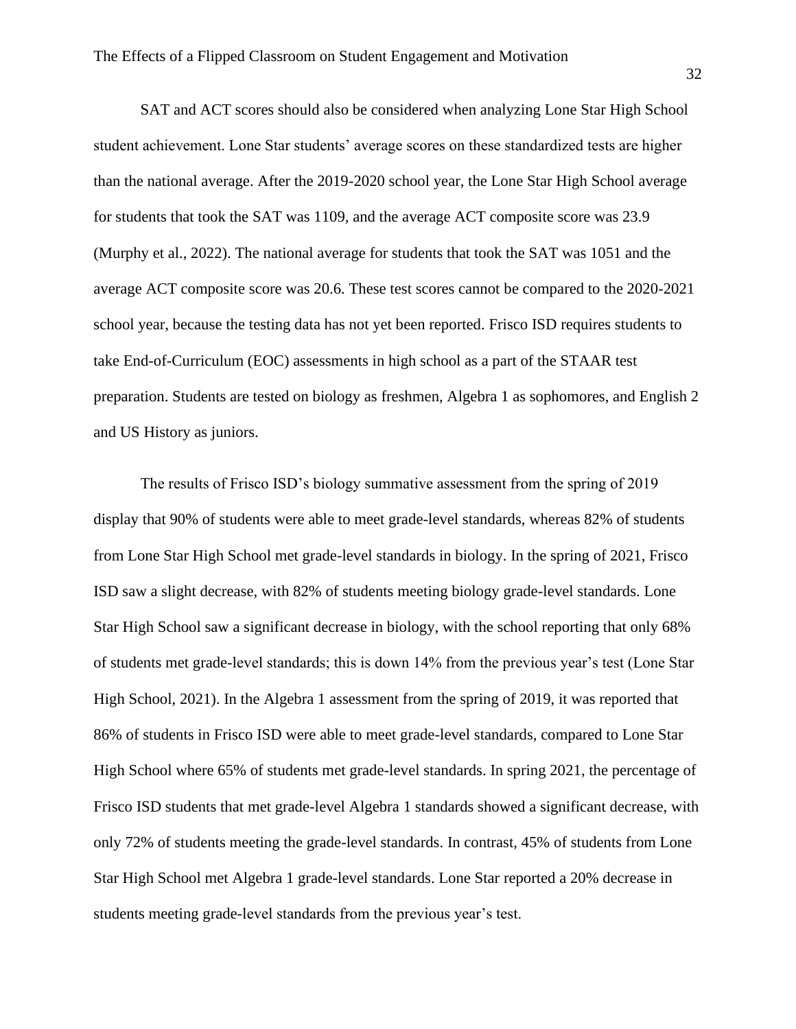SAT and ACT scores should also be considered when analyzing Lone Star High School student achievement. Lone Star students' average scores on these standardized tests are higher than the national average. After the 2019-2020 school year, the Lone Star High School average for students that took the SAT was 1109, and the average ACT composite score was 23.9 (Murphy et al., 2022). The national average for students that took the SAT was 1051 and the average ACT composite score was 20.6. These test scores cannot be compared to the 2020-2021 school year, because the testing data has not yet been reported. Frisco ISD requires students to take End-of-Curriculum (EOC) assessments in high school as a part of the STAAR test preparation. Students are tested on biology as freshmen, Algebra 1 as sophomores, and English 2 and US History as juniors.

The results of Frisco ISD's biology summative assessment from the spring of 2019 display that 90% of students were able to meet grade-level standards, whereas 82% of students from Lone Star High School met grade-level standards in biology. In the spring of 2021, Frisco ISD saw a slight decrease, with 82% of students meeting biology grade-level standards. Lone Star High School saw a significant decrease in biology, with the school reporting that only 68% of students met grade-level standards; this is down 14% from the previous year's test (Lone Star High School, 2021). In the Algebra 1 assessment from the spring of 2019, it was reported that 86% of students in Frisco ISD were able to meet grade-level standards, compared to Lone Star High School where 65% of students met grade-level standards. In spring 2021, the percentage of Frisco ISD students that met grade-level Algebra 1 standards showed a significant decrease, with only 72% of students meeting the grade-level standards. In contrast, 45% of students from Lone Star High School met Algebra 1 grade-level standards. Lone Star reported a 20% decrease in students meeting grade-level standards from the previous year's test.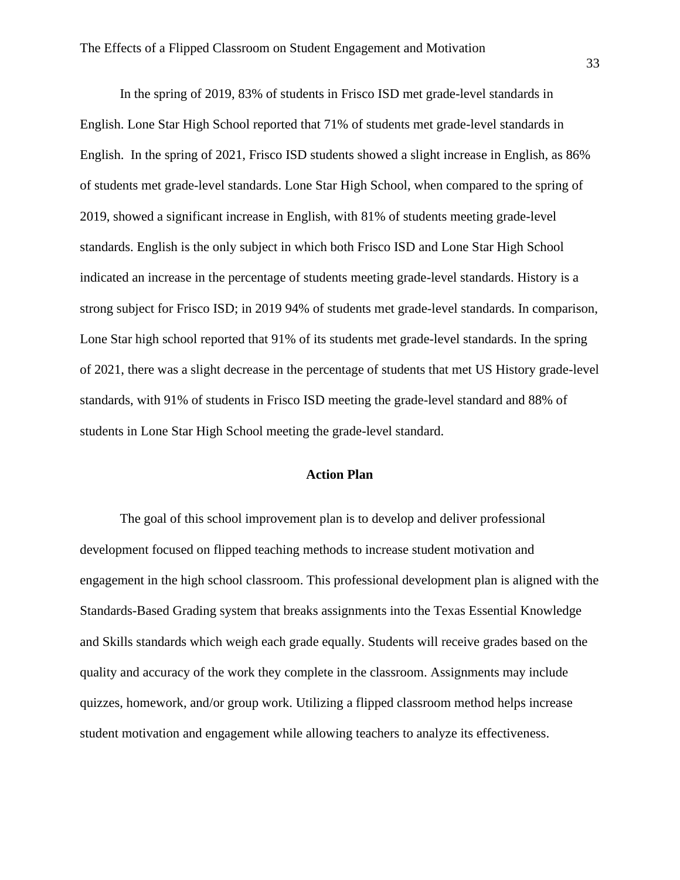In the spring of 2019, 83% of students in Frisco ISD met grade-level standards in English. Lone Star High School reported that 71% of students met grade-level standards in English.  In the spring of 2021, Frisco ISD students showed a slight increase in English, as 86% of students met grade-level standards. Lone Star High School, when compared to the spring of 2019, showed a significant increase in English, with 81% of students meeting grade-level standards. English is the only subject in which both Frisco ISD and Lone Star High School indicated an increase in the percentage of students meeting grade-level standards. History is a strong subject for Frisco ISD; in 2019 94% of students met grade-level standards. In comparison, Lone Star high school reported that 91% of its students met grade-level standards. In the spring of 2021, there was a slight decrease in the percentage of students that met US History grade-level standards, with 91% of students in Frisco ISD meeting the grade-level standard and 88% of students in Lone Star High School meeting the grade-level standard.

## Action Plan

The goal of this school improvement plan is to develop and deliver professional development focused on flipped teaching methods to increase student motivation and engagement in the high school classroom. This professional development plan is aligned with the Standards-Based Grading system that breaks assignments into the Texas Essential Knowledge and Skills standards which weigh each grade equally. Students will receive grades based on the quality and accuracy of the work they complete in the classroom. Assignments may include quizzes, homework, and/or group work. Utilizing a flipped classroom method helps increase student motivation and engagement while allowing teachers to analyze its effectiveness.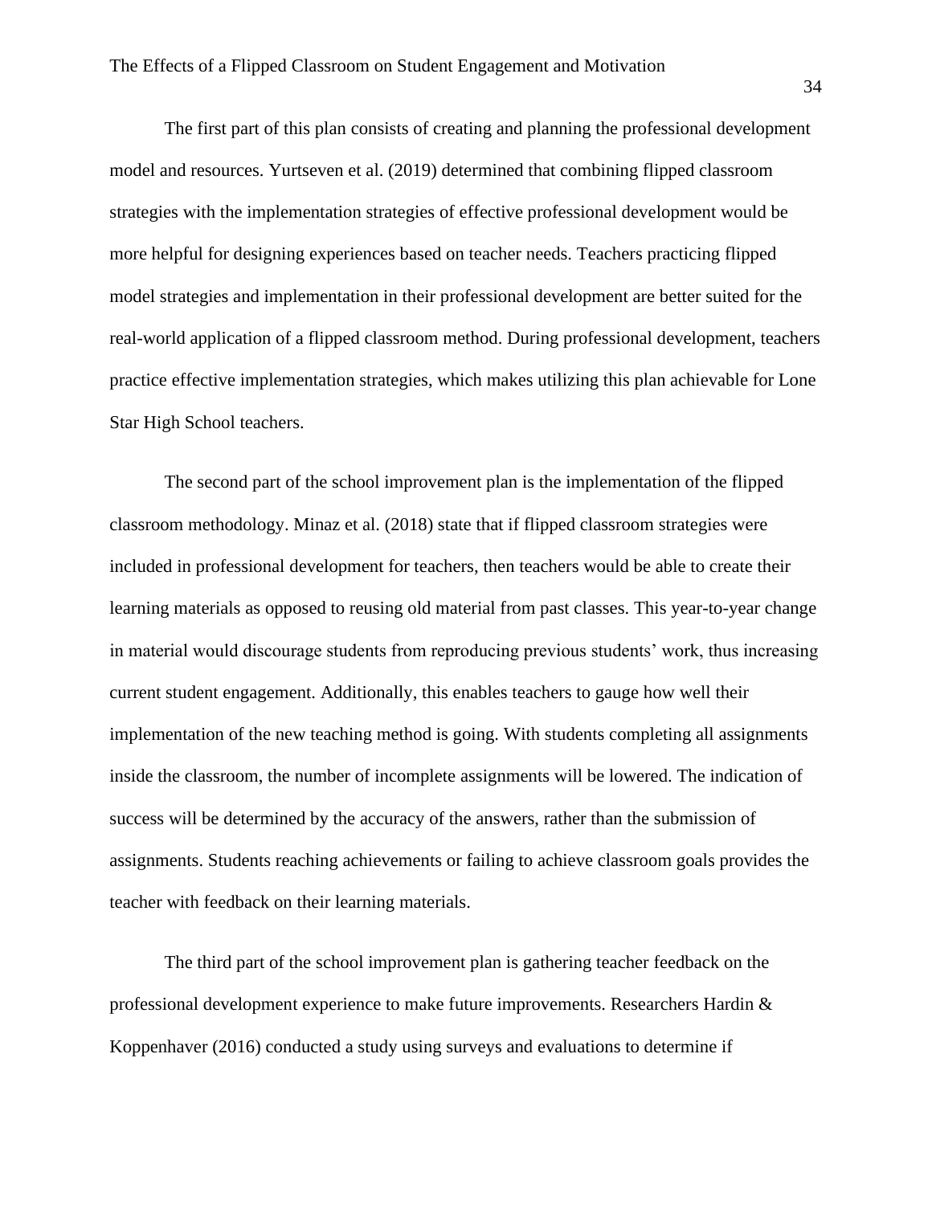The first part of this plan consists of creating and planning the professional development model and resources. Yurtseven et al. (2019) determined that combining flipped classroom strategies with the implementation strategies of effective professional development would be more helpful for designing experiences based on teacher needs. Teachers practicing flipped model strategies and implementation in their professional development are better suited for the real-world application of a flipped classroom method. During professional development, teachers practice effective implementation strategies, which makes utilizing this plan achievable for Lone Star High School teachers.

The second part of the school improvement plan is the implementation of the flipped classroom methodology. Minaz et al. (2018) state that if flipped classroom strategies were included in professional development for teachers, then teachers would be able to create their learning materials as opposed to reusing old material from past classes. This year-to-year change in material would discourage students from reproducing previous students' work, thus increasing current student engagement. Additionally, this enables teachers to gauge how well their implementation of the new teaching method is going. With students completing all assignments inside the classroom, the number of incomplete assignments will be lowered. The indication of success will be determined by the accuracy of the answers, rather than the submission of assignments. Students reaching achievements or failing to achieve classroom goals provides the teacher with feedback on their learning materials.

The third part of the school improvement plan is gathering teacher feedback on the professional development experience to make future improvements. Researchers Hardin & Koppenhaver (2016) conducted a study using surveys and evaluations to determine if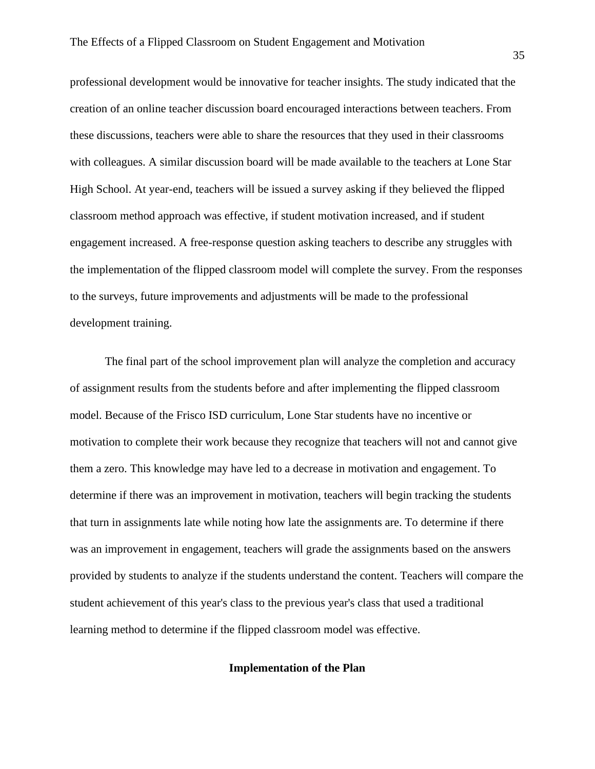professional development would be innovative for teacher insights. The study indicated that the creation of an online teacher discussion board encouraged interactions between teachers. From these discussions, teachers were able to share the resources that they used in their classrooms with colleagues. A similar discussion board will be made available to the teachers at Lone Star High School. At year-end, teachers will be issued a survey asking if they believed the flipped classroom method approach was effective, if student motivation increased, and if student engagement increased. A free-response question asking teachers to describe any struggles with the implementation of the flipped classroom model will complete the survey. From the responses to the surveys, future improvements and adjustments will be made to the professional development training.

The final part of the school improvement plan will analyze the completion and accuracy of assignment results from the students before and after implementing the flipped classroom model. Because of the Frisco ISD curriculum, Lone Star students have no incentive or motivation to complete their work because they recognize that teachers will not and cannot give them a zero. This knowledge may have led to a decrease in motivation and engagement. To determine if there was an improvement in motivation, teachers will begin tracking the students that turn in assignments late while noting how late the assignments are. To determine if there was an improvement in engagement, teachers will grade the assignments based on the answers provided by students to analyze if the students understand the content. Teachers will compare the student achievement of this year's class to the previous year's class that used a traditional learning method to determine if the flipped classroom model was effective.

## Implementation of the Plan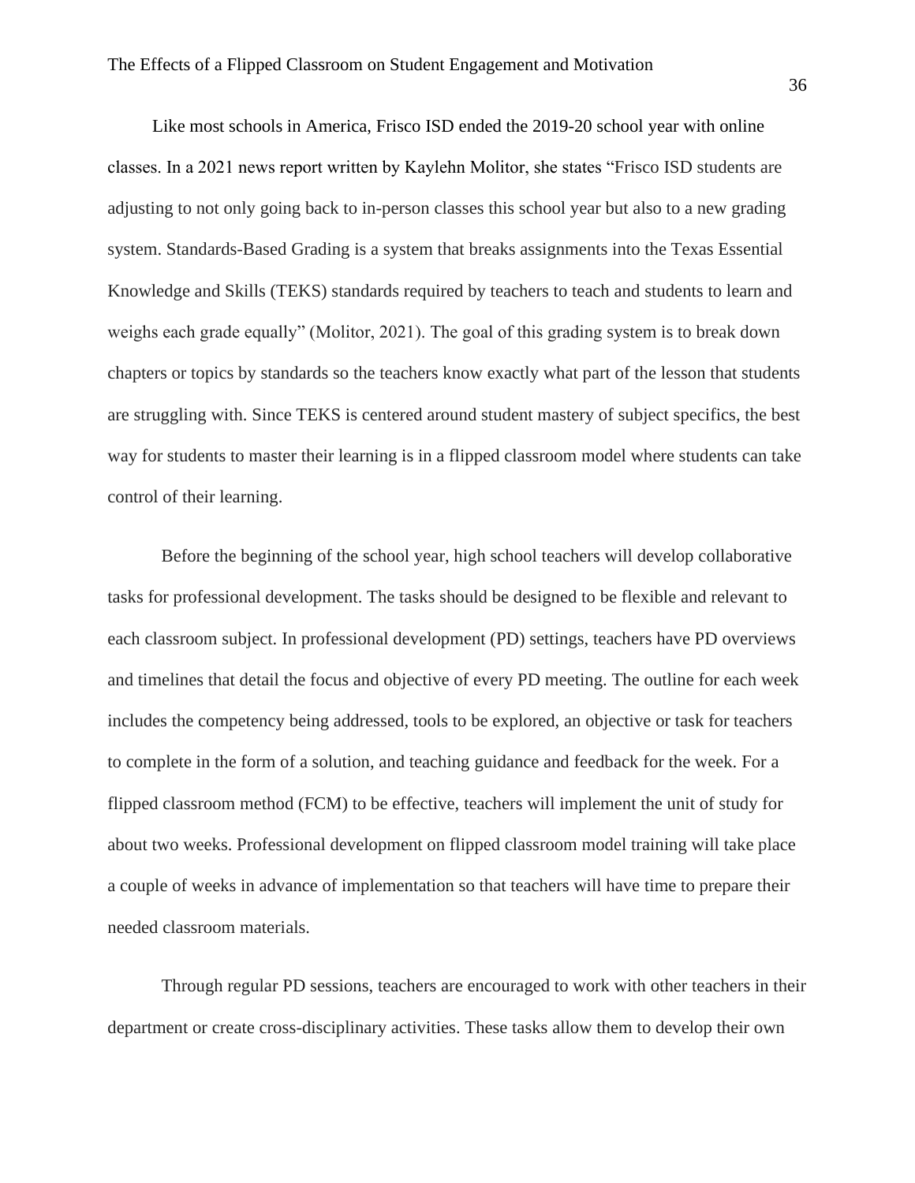Like most schools in America, Frisco ISD ended the 2019-20 school year with online classes. In a 2021 news report written by Kaylehn Molitor, she states "Frisco ISD students are adjusting to not only going back to in-person classes this school year but also to a new grading system. Standards-Based Grading is a system that breaks assignments into the Texas Essential Knowledge and Skills (TEKS) standards required by teachers to teach and students to learn and weighs each grade equally" (Molitor, 2021). The goal of this grading system is to break down chapters or topics by standards so the teachers know exactly what part of the lesson that students are struggling with. Since TEKS is centered around student mastery of subject specifics, the best way for students to master their learning is in a flipped classroom model where students can take control of their learning.

Before the beginning of the school year, high school teachers will develop collaborative tasks for professional development. The tasks should be designed to be flexible and relevant to each classroom subject. In professional development (PD) settings, teachers have PD overviews and timelines that detail the focus and objective of every PD meeting. The outline for each week includes the competency being addressed, tools to be explored, an objective or task for teachers to complete in the form of a solution, and teaching guidance and feedback for the week. For a flipped classroom method (FCM) to be effective, teachers will implement the unit of study for about two weeks. Professional development on flipped classroom model training will take place a couple of weeks in advance of implementation so that teachers will have time to prepare their needed classroom materials.

Through regular PD sessions, teachers are encouraged to work with other teachers in their department or create cross-disciplinary activities. These tasks allow them to develop their own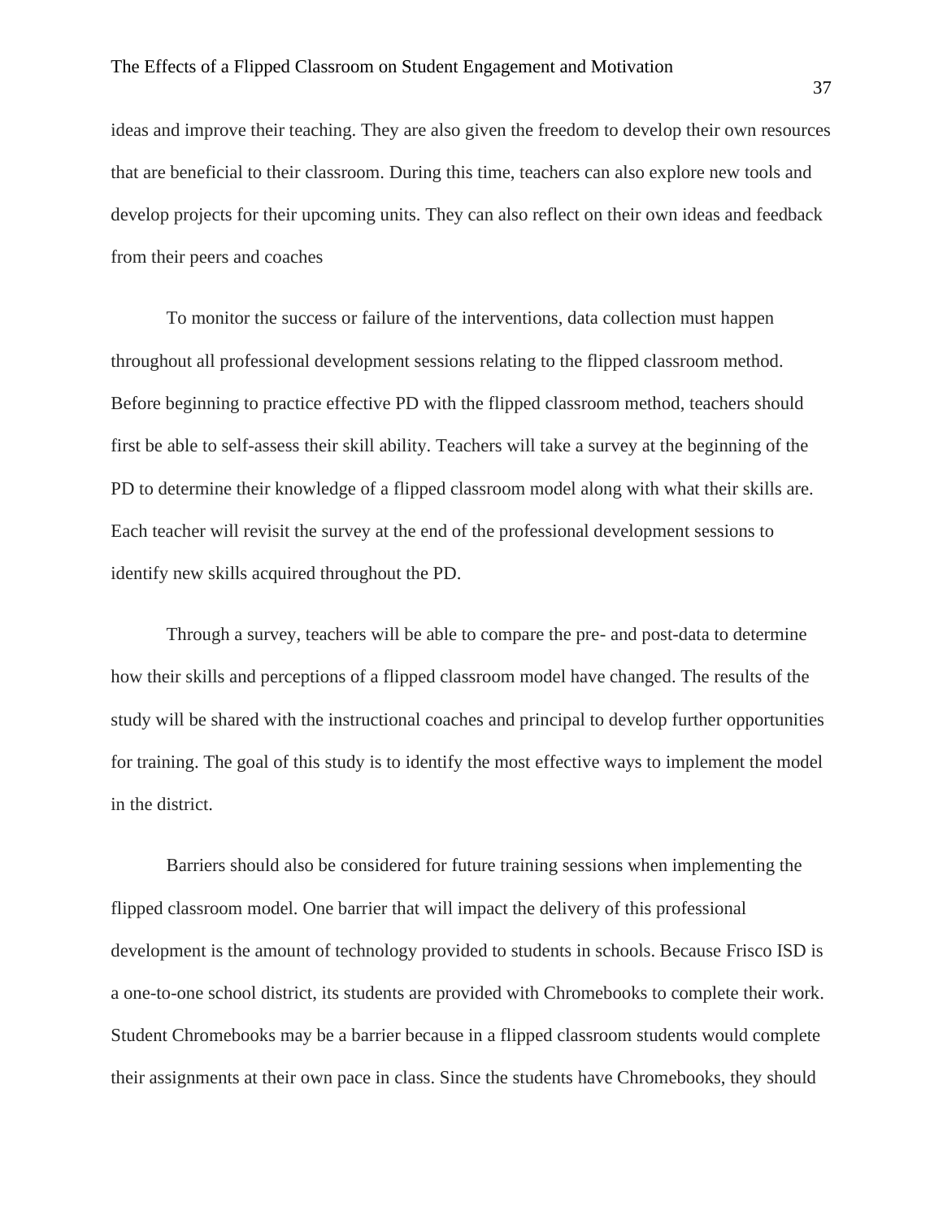ideas and improve their teaching. They are also given the freedom to develop their own resources that are beneficial to their classroom. During this time, teachers can also explore new tools and develop projects for their upcoming units. They can also reflect on their own ideas and feedback from their peers and coaches

To monitor the success or failure of the interventions, data collection must happen throughout all professional development sessions relating to the flipped classroom method. Before beginning to practice effective PD with the flipped classroom method, teachers should first be able to self-assess their skill ability. Teachers will take a survey at the beginning of the PD to determine their knowledge of a flipped classroom model along with what their skills are. Each teacher will revisit the survey at the end of the professional development sessions to identify new skills acquired throughout the PD.

Through a survey, teachers will be able to compare the pre- and post-data to determine how their skills and perceptions of a flipped classroom model have changed. The results of the study will be shared with the instructional coaches and principal to develop further opportunities for training. The goal of this study is to identify the most effective ways to implement the model in the district.

Barriers should also be considered for future training sessions when implementing the flipped classroom model. One barrier that will impact the delivery of this professional development is the amount of technology provided to students in schools. Because Frisco ISD is a one-to-one school district, its students are provided with Chromebooks to complete their work. Student Chromebooks may be a barrier because in a flipped classroom students would complete their assignments at their own pace in class. Since the students have Chromebooks, they should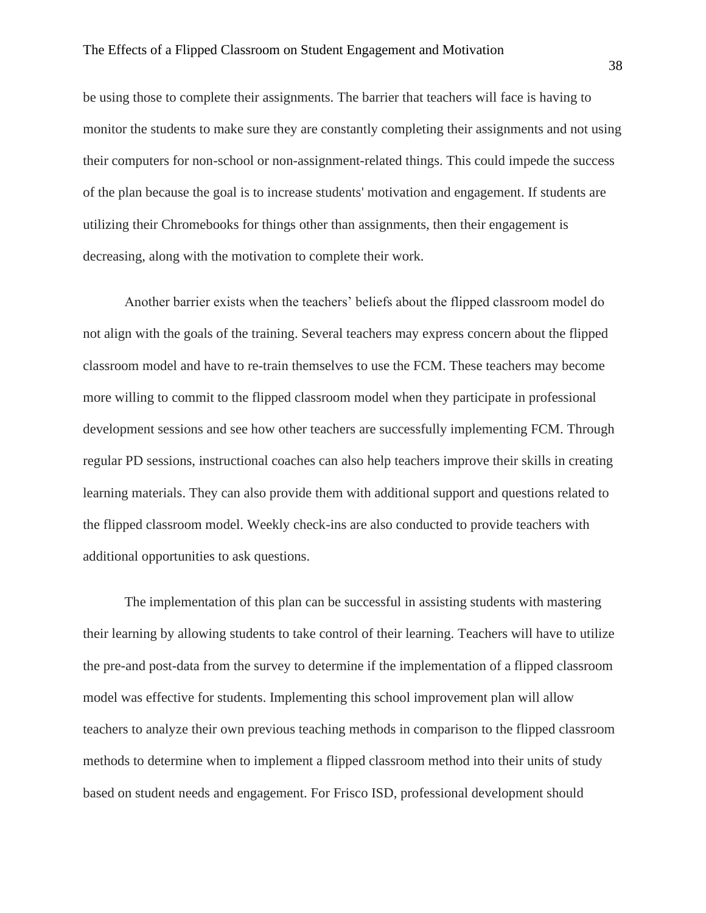be using those to complete their assignments. The barrier that teachers will face is having to monitor the students to make sure they are constantly completing their assignments and not using their computers for non-school or non-assignment-related things. This could impede the success of the plan because the goal is to increase students' motivation and engagement. If students are utilizing their Chromebooks for things other than assignments, then their engagement is decreasing, along with the motivation to complete their work.

Another barrier exists when the teachers' beliefs about the flipped classroom model do not align with the goals of the training. Several teachers may express concern about the flipped classroom model and have to re-train themselves to use the FCM. These teachers may become more willing to commit to the flipped classroom model when they participate in professional development sessions and see how other teachers are successfully implementing FCM. Through regular PD sessions, instructional coaches can also help teachers improve their skills in creating learning materials. They can also provide them with additional support and questions related to the flipped classroom model. Weekly check-ins are also conducted to provide teachers with additional opportunities to ask questions.

The implementation of this plan can be successful in assisting students with mastering their learning by allowing students to take control of their learning. Teachers will have to utilize the pre-and post-data from the survey to determine if the implementation of a flipped classroom model was effective for students. Implementing this school improvement plan will allow teachers to analyze their own previous teaching methods in comparison to the flipped classroom methods to determine when to implement a flipped classroom method into their units of study based on student needs and engagement. For Frisco ISD, professional development should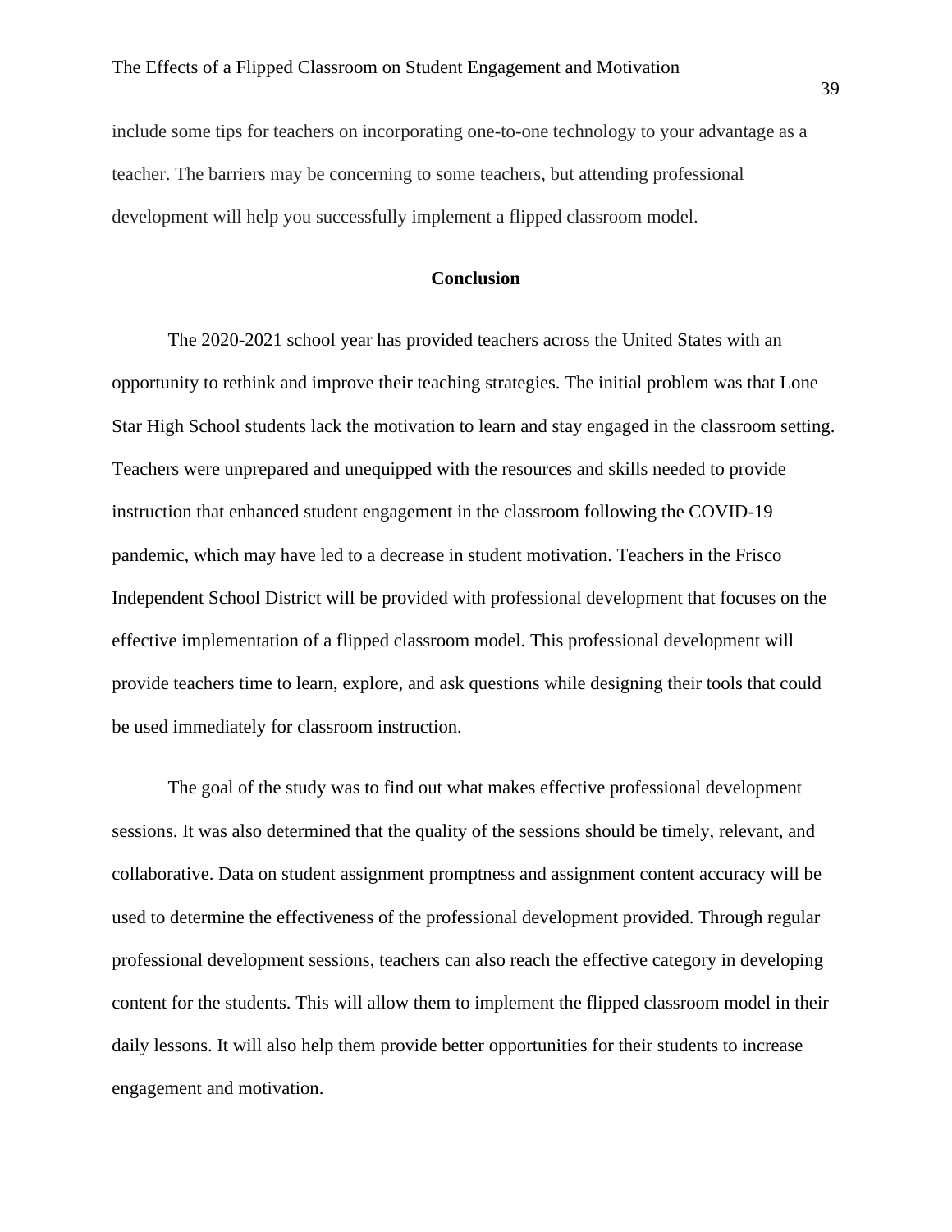include some tips for teachers on incorporating one-to-one technology to your advantage as a teacher. The barriers may be concerning to some teachers, but attending professional development will help you successfully implement a flipped classroom model.

## Conclusion

The 2020-2021 school year has provided teachers across the United States with an opportunity to rethink and improve their teaching strategies. The initial problem was that Lone Star High School students lack the motivation to learn and stay engaged in the classroom setting. Teachers were unprepared and unequipped with the resources and skills needed to provide instruction that enhanced student engagement in the classroom following the COVID-19 pandemic, which may have led to a decrease in student motivation. Teachers in the Frisco Independent School District will be provided with professional development that focuses on the effective implementation of a flipped classroom model. This professional development will provide teachers time to learn, explore, and ask questions while designing their tools that could be used immediately for classroom instruction.

The goal of the study was to find out what makes effective professional development sessions. It was also determined that the quality of the sessions should be timely, relevant, and collaborative. Data on student assignment promptness and assignment content accuracy will be used to determine the effectiveness of the professional development provided. Through regular professional development sessions, teachers can also reach the effective category in developing content for the students. This will allow them to implement the flipped classroom model in their daily lessons. It will also help them provide better opportunities for their students to increase engagement and motivation.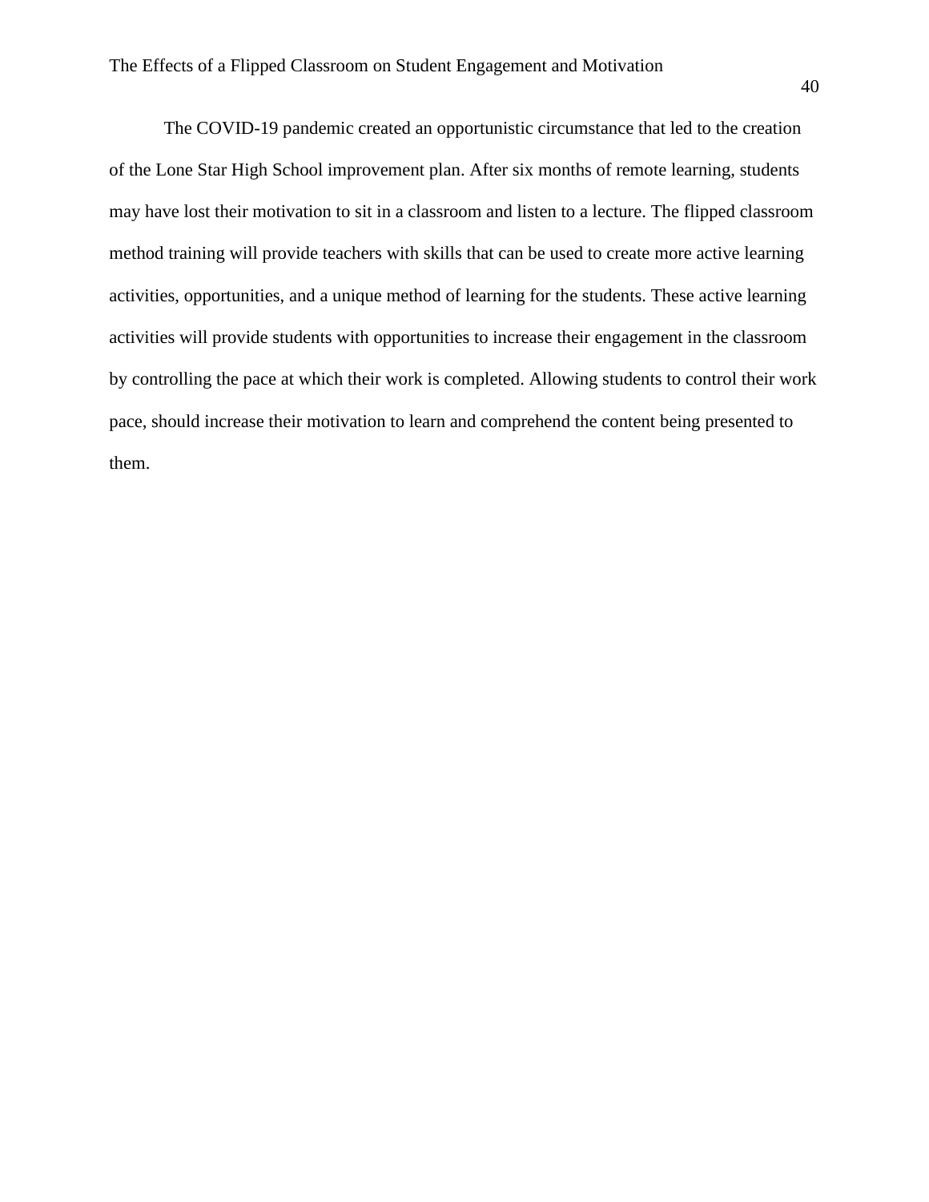The COVID-19 pandemic created an opportunistic circumstance that led to the creation of the Lone Star High School improvement plan. After six months of remote learning, students may have lost their motivation to sit in a classroom and listen to a lecture. The flipped classroom method training will provide teachers with skills that can be used to create more active learning activities, opportunities, and a unique method of learning for the students. These active learning activities will provide students with opportunities to increase their engagement in the classroom by controlling the pace at which their work is completed. Allowing students to control their work pace, should increase their motivation to learn and comprehend the content being presented to them.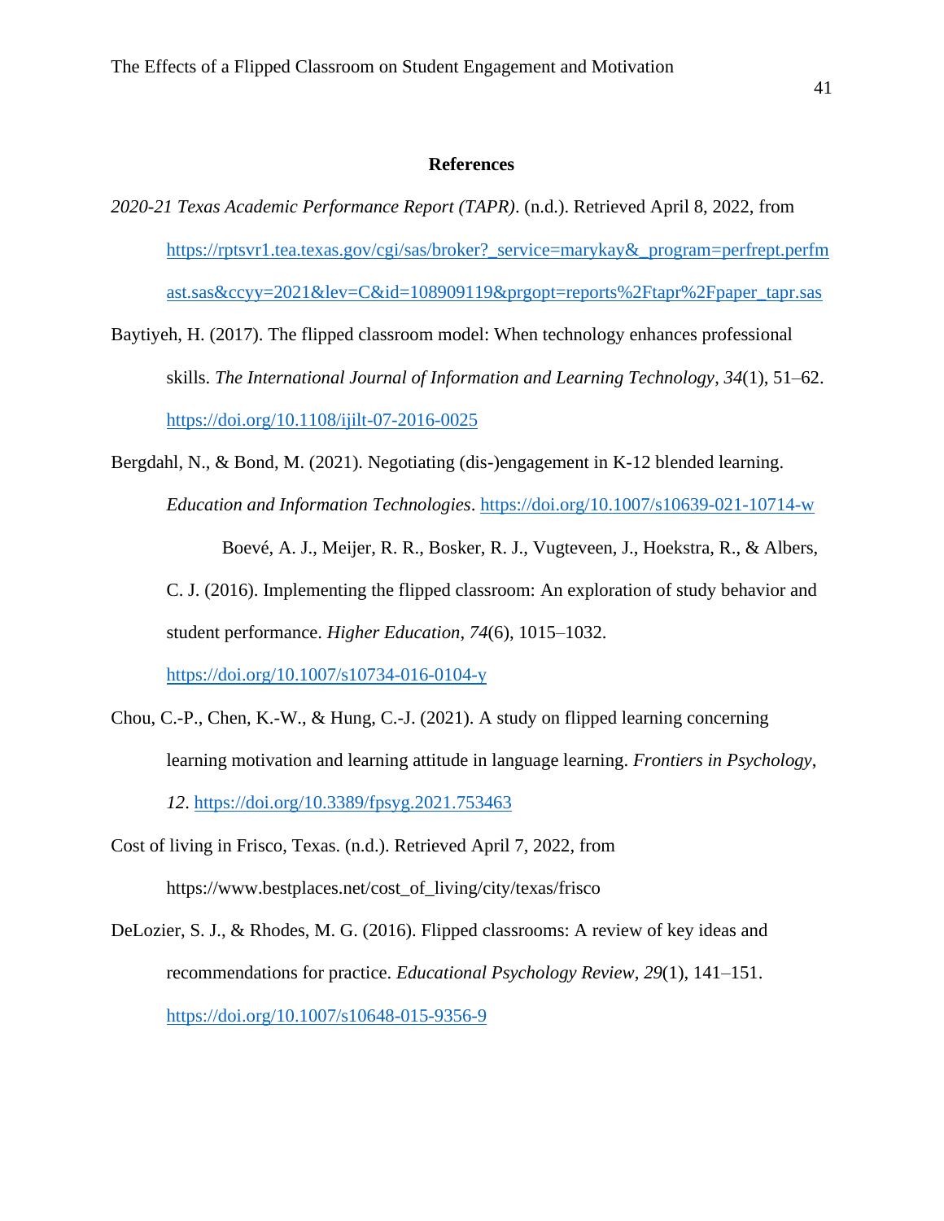## References

*2020-21 Texas Academic Performance Report (TAPR)*. (n.d.). Retrieved April 8, 2022, from https://rptsvr1.tea.texas.gov/cgi/sas/broker?_service=marykay&_program=perfrept.perfmast.sas&ccyy=2021&lev=C&id=108909119&prgopt=reports%2Ftapr%2Fpaper_tapr.sas

Baytiyeh, H. (2017). The flipped classroom model: When technology enhances professional skills. *The International Journal of Information and Learning Technology*, *34*(1), 51–62. https://doi.org/10.1108/ijilt-07-2016-0025

Bergdahl, N., & Bond, M. (2021). Negotiating (dis-)engagement in K-12 blended learning. *Education and Information Technologies*. https://doi.org/10.1007/s10639-021-10714-w

Boevé, A. J., Meijer, R. R., Bosker, R. J., Vugteveen, J., Hoekstra, R., & Albers, C. J. (2016). Implementing the flipped classroom: An exploration of study behavior and student performance. *Higher Education*, *74*(6), 1015–1032. https://doi.org/10.1007/s10734-016-0104-y

Chou, C.-P., Chen, K.-W., & Hung, C.-J. (2021). A study on flipped learning concerning learning motivation and learning attitude in language learning. *Frontiers in Psychology*, *12*. https://doi.org/10.3389/fpsyg.2021.753463

Cost of living in Frisco, Texas. (n.d.). Retrieved April 7, 2022, from https://www.bestplaces.net/cost_of_living/city/texas/frisco

DeLozier, S. J., & Rhodes, M. G. (2016). Flipped classrooms: A review of key ideas and recommendations for practice. *Educational Psychology Review*, *29*(1), 141–151. https://doi.org/10.1007/s10648-015-9356-9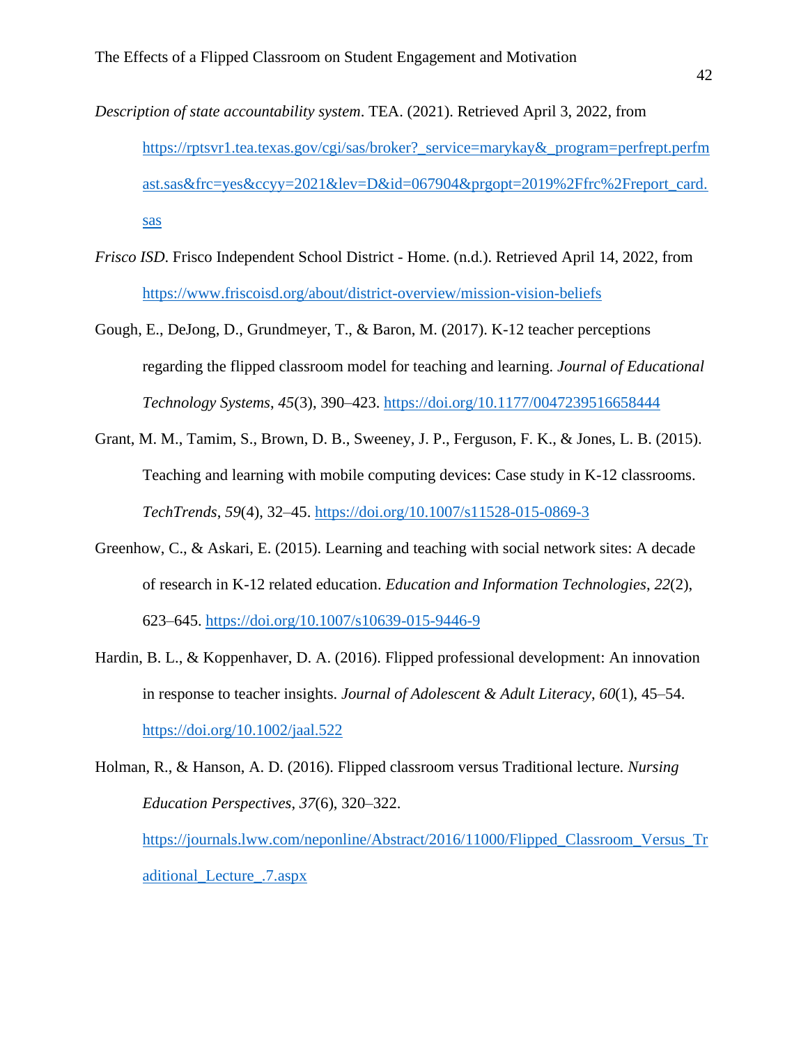*Description of state accountability system*. TEA. (2021). Retrieved April 3, 2022, from https://rptsvr1.tea.texas.gov/cgi/sas/broker?_service=marykay&_program=perfrept.perfmast.sas&frc=yes&ccyy=2021&lev=D&id=067904&prgopt=2019%2Ffrc%2Freport_card.sas

*Frisco ISD*. Frisco Independent School District - Home. (n.d.). Retrieved April 14, 2022, from https://www.friscoisd.org/about/district-overview/mission-vision-beliefs

Gough, E., DeJong, D., Grundmeyer, T., & Baron, M. (2017). K-12 teacher perceptions regarding the flipped classroom model for teaching and learning. *Journal of Educational Technology Systems*, *45*(3), 390–423. https://doi.org/10.1177/0047239516658444

Grant, M. M., Tamim, S., Brown, D. B., Sweeney, J. P., Ferguson, F. K., & Jones, L. B. (2015). Teaching and learning with mobile computing devices: Case study in K-12 classrooms. *TechTrends*, *59*(4), 32–45. https://doi.org/10.1007/s11528-015-0869-3

Greenhow, C., & Askari, E. (2015). Learning and teaching with social network sites: A decade of research in K-12 related education. *Education and Information Technologies*, *22*(2), 623–645. https://doi.org/10.1007/s10639-015-9446-9

Hardin, B. L., & Koppenhaver, D. A. (2016). Flipped professional development: An innovation in response to teacher insights. *Journal of Adolescent & Adult Literacy*, *60*(1), 45–54. https://doi.org/10.1002/jaal.522

Holman, R., & Hanson, A. D. (2016). Flipped classroom versus Traditional lecture. *Nursing Education Perspectives*, *37*(6), 320–322. https://journals.lww.com/neponline/Abstract/2016/11000/Flipped_Classroom_Versus_Traditional_Lecture_.7.aspx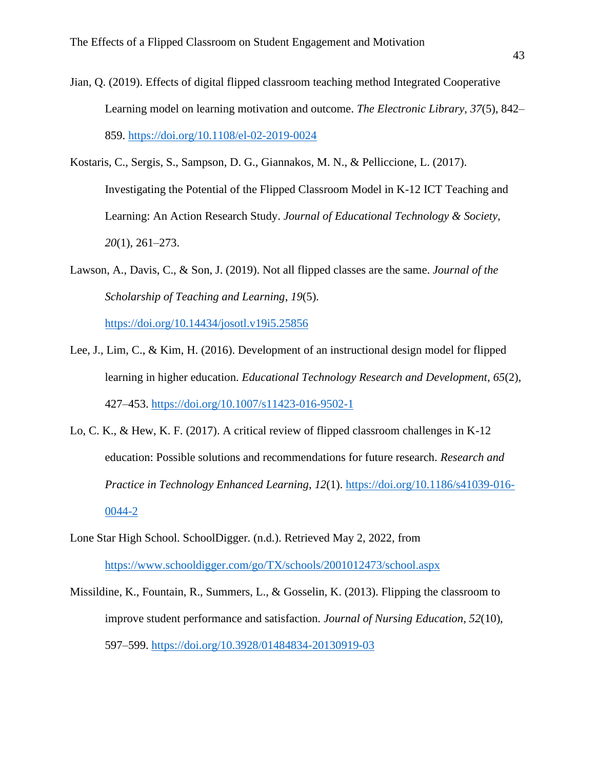Jian, Q. (2019). Effects of digital flipped classroom teaching method Integrated Cooperative Learning model on learning motivation and outcome. *The Electronic Library*, *37*(5), 842–859. https://doi.org/10.1108/el-02-2019-0024

Kostaris, C., Sergis, S., Sampson, D. G., Giannakos, M. N., & Pelliccione, L. (2017). Investigating the Potential of the Flipped Classroom Model in K-12 ICT Teaching and Learning: An Action Research Study. *Journal of Educational Technology & Society*, *20*(1), 261–273.

Lawson, A., Davis, C., & Son, J. (2019). Not all flipped classes are the same. *Journal of the Scholarship of Teaching and Learning*, *19*(5). https://doi.org/10.14434/josotl.v19i5.25856

Lee, J., Lim, C., & Kim, H. (2016). Development of an instructional design model for flipped learning in higher education. *Educational Technology Research and Development*, *65*(2), 427–453. https://doi.org/10.1007/s11423-016-9502-1

Lo, C. K., & Hew, K. F. (2017). A critical review of flipped classroom challenges in K-12 education: Possible solutions and recommendations for future research. *Research and Practice in Technology Enhanced Learning*, *12*(1). https://doi.org/10.1186/s41039-016-0044-2

Lone Star High School. SchoolDigger. (n.d.). Retrieved May 2, 2022, from https://www.schooldigger.com/go/TX/schools/2001012473/school.aspx

Missildine, K., Fountain, R., Summers, L., & Gosselin, K. (2013). Flipping the classroom to improve student performance and satisfaction. *Journal of Nursing Education*, *52*(10), 597–599. https://doi.org/10.3928/01484834-20130919-03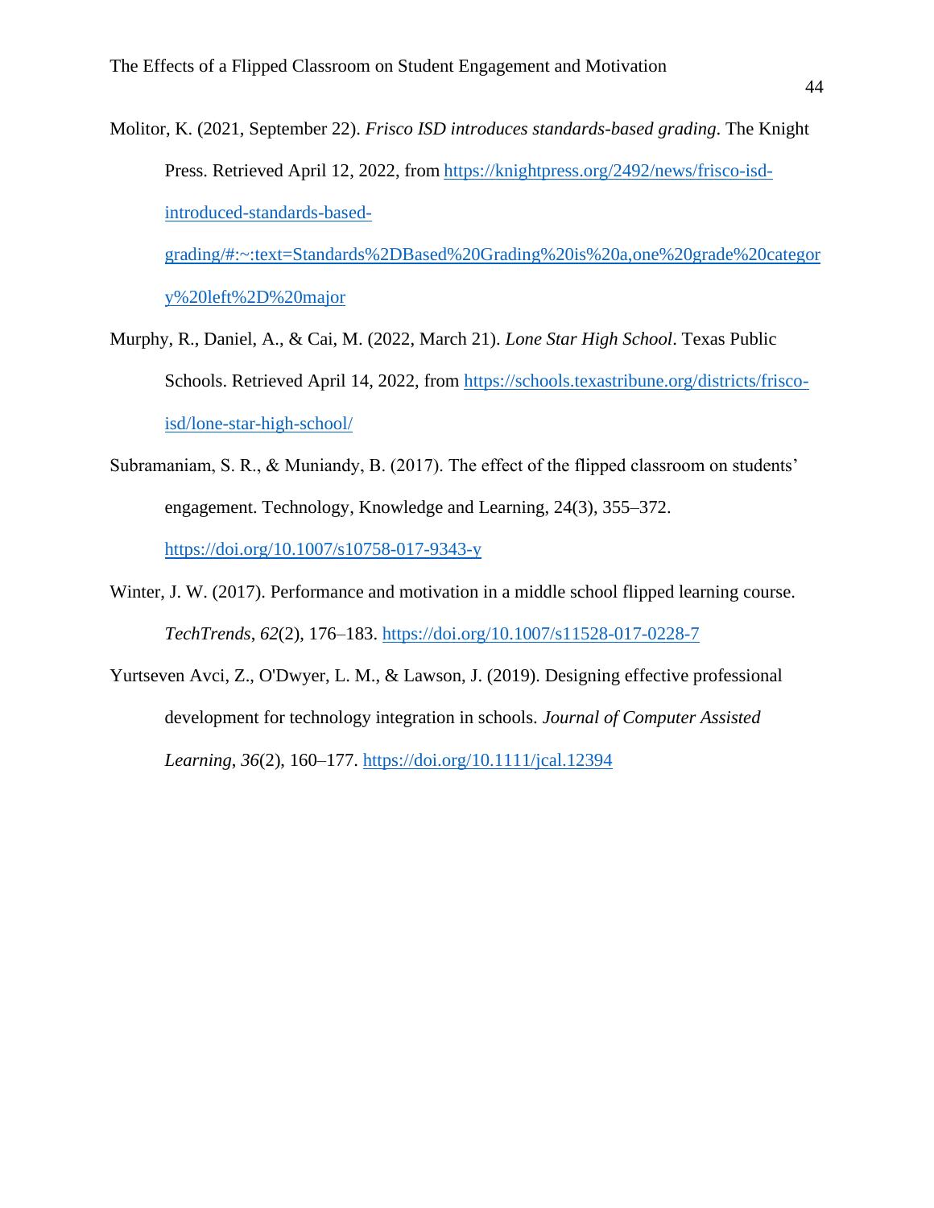Molitor, K. (2021, September 22). *Frisco ISD introduces standards-based grading*. The Knight Press. Retrieved April 12, 2022, from https://knightpress.org/2492/news/frisco-isd-introduced-standards-based-grading/#:~:text=Standards%2DBased%20Grading%20is%20a,one%20grade%20category%20left%2D%20major

Murphy, R., Daniel, A., & Cai, M. (2022, March 21). *Lone Star High School*. Texas Public Schools. Retrieved April 14, 2022, from https://schools.texastribune.org/districts/frisco-isd/lone-star-high-school/

Subramaniam, S. R., & Muniandy, B. (2017). The effect of the flipped classroom on students' engagement. Technology, Knowledge and Learning, 24(3), 355–372. https://doi.org/10.1007/s10758-017-9343-y

Winter, J. W. (2017). Performance and motivation in a middle school flipped learning course. *TechTrends*, *62*(2), 176–183. https://doi.org/10.1007/s11528-017-0228-7

Yurtseven Avci, Z., O'Dwyer, L. M., & Lawson, J. (2019). Designing effective professional development for technology integration in schools. *Journal of Computer Assisted Learning*, *36*(2), 160–177. https://doi.org/10.1111/jcal.12394